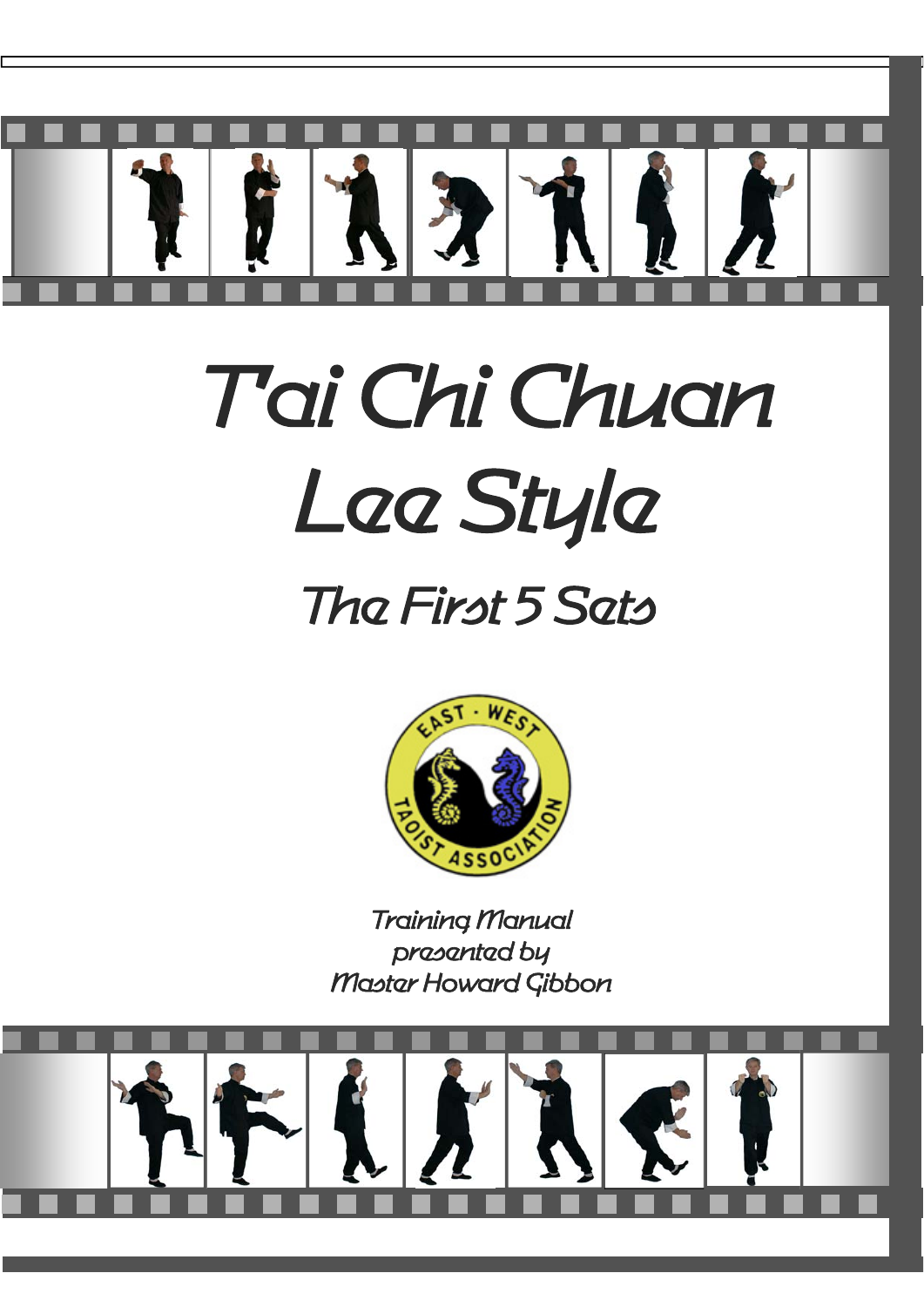# T'ai Chi Chuan

# Lee Style

## The First 5 Sets

EAST · WEST

TAOIST ASSOCIATION

*Training Manual*
*presented by*
*Master Howard Gibbon*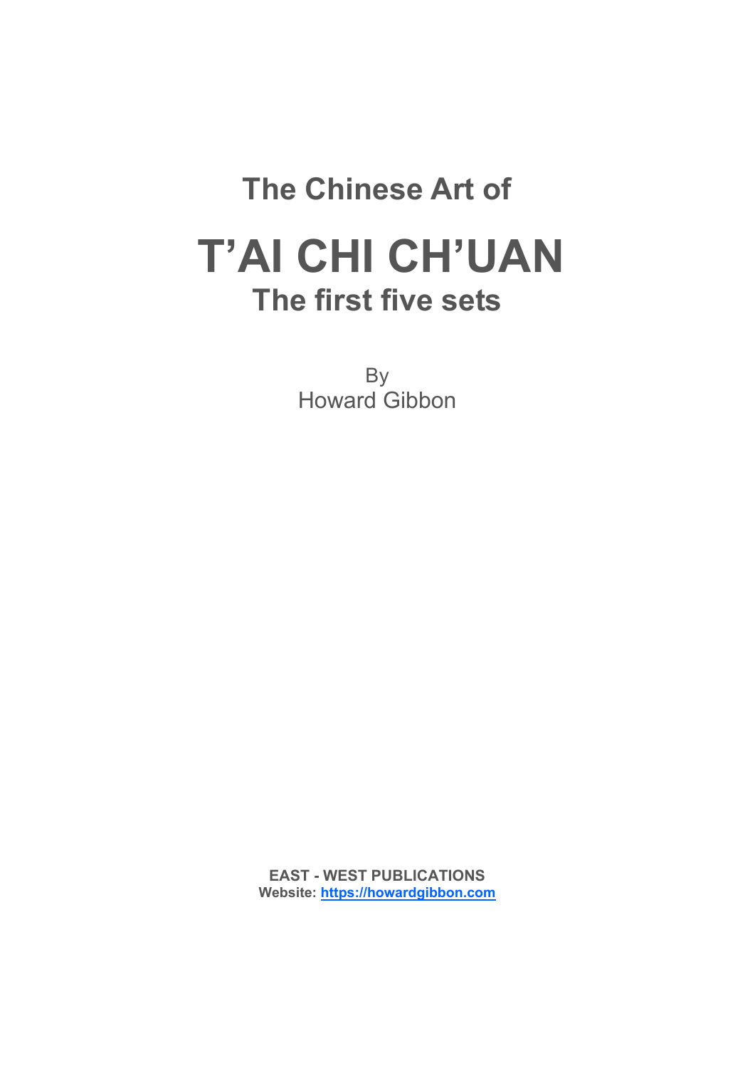## The Chinese Art of

# T'AI CHI CH'UAN

## The first five sets

By
Howard Gibbon

**EAST - WEST PUBLICATIONS**
**Website: [https://howardgibbon.com](https://howardgibbon.com)**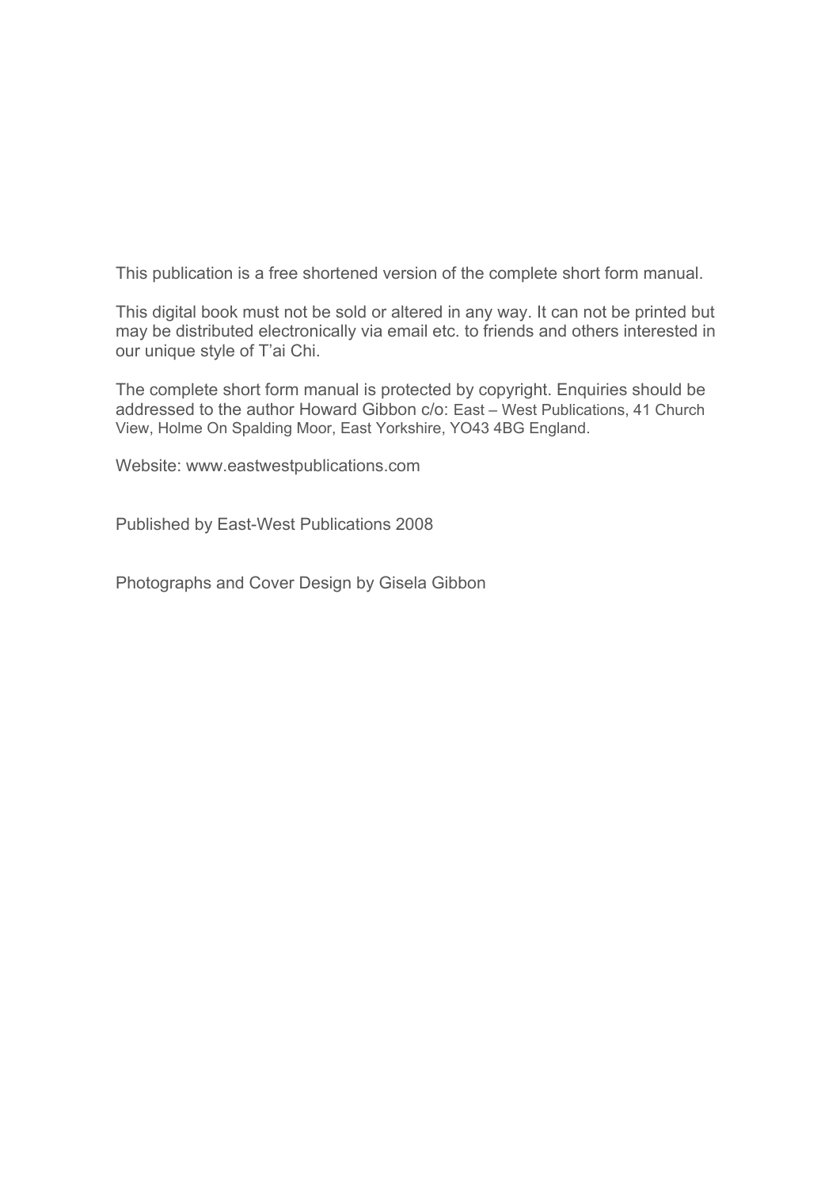This publication is a free shortened version of the complete short form manual.

This digital book must not be sold or altered in any way. It can not be printed but may be distributed electronically via email etc. to friends and others interested in our unique style of T'ai Chi.

The complete short form manual is protected by copyright. Enquiries should be addressed to the author Howard Gibbon c/o: East – West Publications, 41 Church View, Holme On Spalding Moor, East Yorkshire, YO43 4BG England.

Website: www.eastwestpublications.com

Published by East-West Publications 2008

Photographs and Cover Design by Gisela Gibbon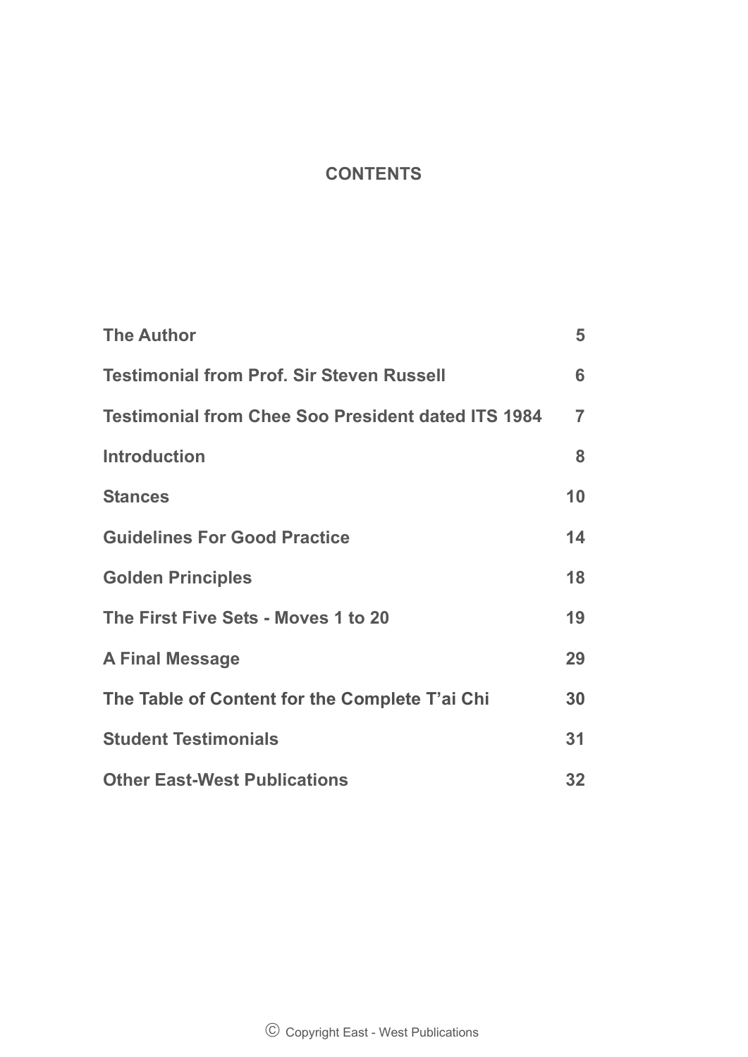# CONTENTS

| | |
|---|---|
| **The Author** | **5** |
| **Testimonial from Prof. Sir Steven Russell** | **6** |
| **Testimonial from Chee Soo President dated ITS 1984** | **7** |
| **Introduction** | **8** |
| **Stances** | **10** |
| **Guidelines For Good Practice** | **14** |
| **Golden Principles** | **18** |
| **The First Five Sets - Moves 1 to 20** | **19** |
| **A Final Message** | **29** |
| **The Table of Content for the Complete T'ai Chi** | **30** |
| **Student Testimonials** | **31** |
| **Other East-West Publications** | **32** |

© Copyright East - West Publications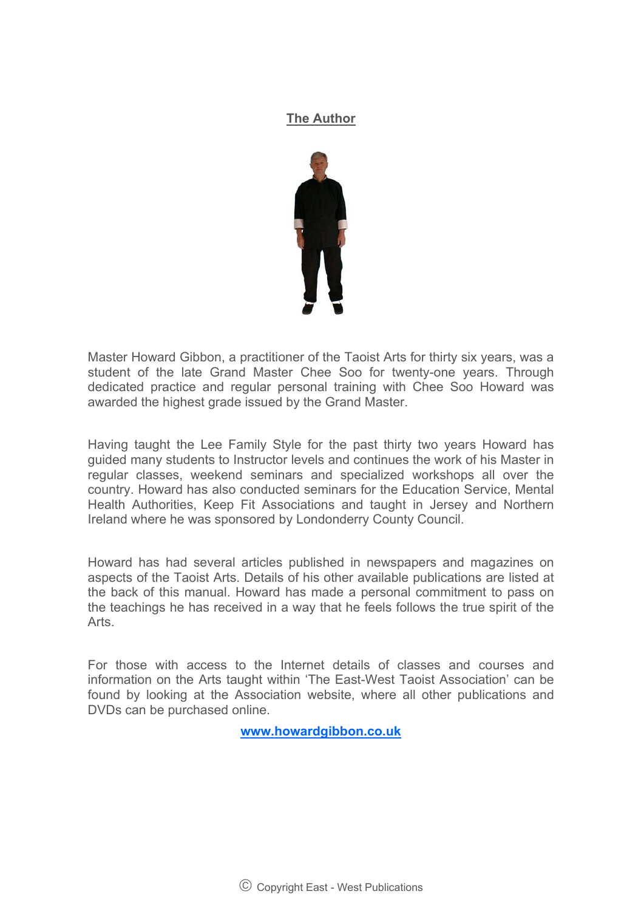# The Author

Master Howard Gibbon, a practitioner of the Taoist Arts for thirty six years, was a student of the late Grand Master Chee Soo for twenty-one years. Through dedicated practice and regular personal training with Chee Soo Howard was awarded the highest grade issued by the Grand Master.

Having taught the Lee Family Style for the past thirty two years Howard has guided many students to Instructor levels and continues the work of his Master in regular classes, weekend seminars and specialized workshops all over the country. Howard has also conducted seminars for the Education Service, Mental Health Authorities, Keep Fit Associations and taught in Jersey and Northern Ireland where he was sponsored by Londonderry County Council.

Howard has had several articles published in newspapers and magazines on aspects of the Taoist Arts. Details of his other available publications are listed at the back of this manual. Howard has made a personal commitment to pass on the teachings he has received in a way that he feels follows the true spirit of the Arts.

For those with access to the Internet details of classes and courses and information on the Arts taught within 'The East-West Taoist Association' can be found by looking at the Association website, where all other publications and DVDs can be purchased online.

**www.howardgibbon.co.uk**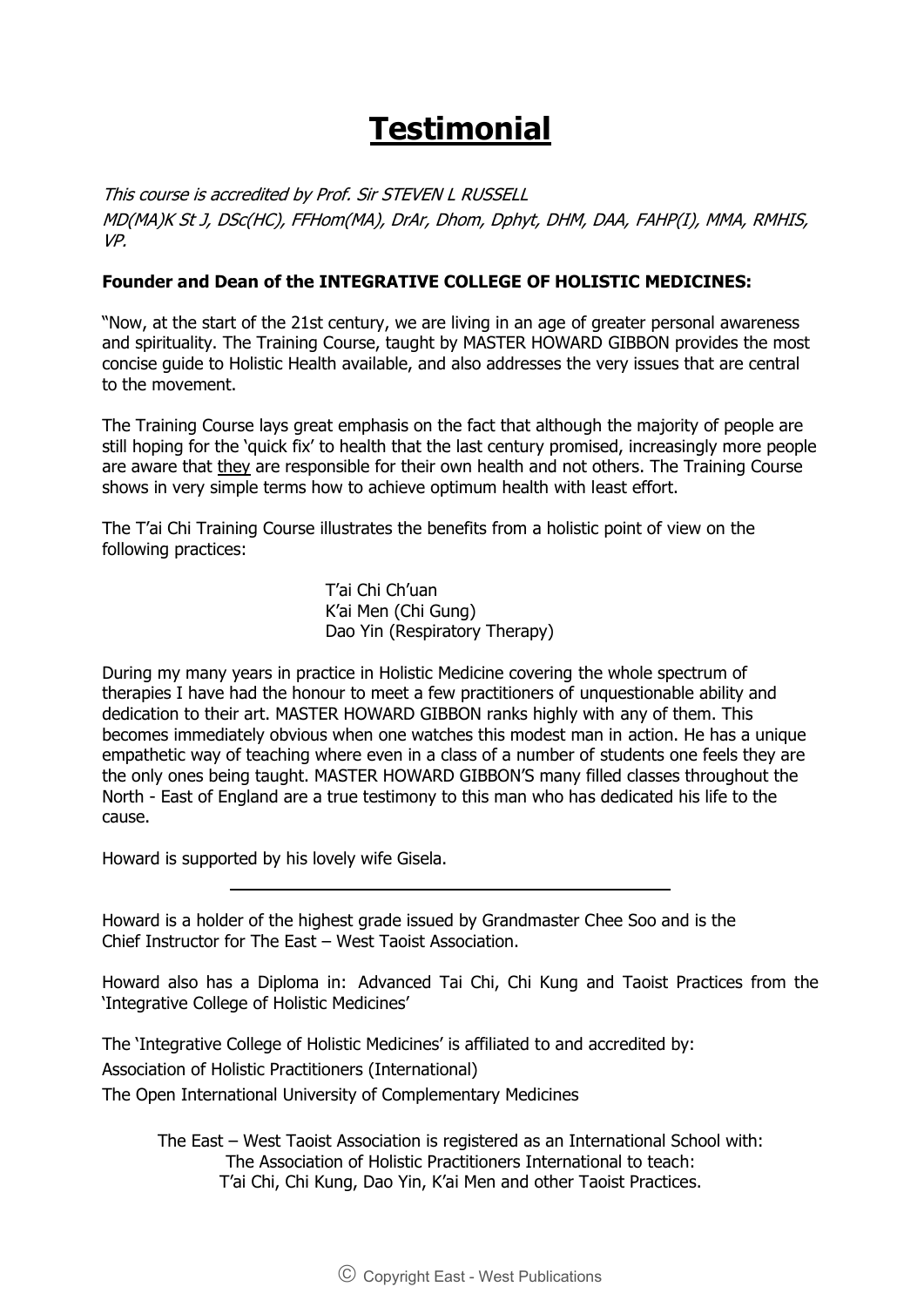# Testimonial

*This course is accredited by Prof. Sir STEVEN L RUSSELL*
*MD(MA)K St J, DSc(HC), FFHom(MA), DrAr, Dhom, Dphyt, DHM, DAA, FAHP(I), MMA, RMHIS, VP.*

**Founder and Dean of the INTEGRATIVE COLLEGE OF HOLISTIC MEDICINES:**

"Now, at the start of the 21st century, we are living in an age of greater personal awareness and spirituality. The Training Course, taught by MASTER HOWARD GIBBON provides the most concise guide to Holistic Health available, and also addresses the very issues that are central to the movement.

The Training Course lays great emphasis on the fact that although the majority of people are still hoping for the 'quick fix' to health that the last century promised, increasingly more people are aware that <u>they</u> are responsible for their own health and not others. The Training Course shows in very simple terms how to achieve optimum health with least effort.

The T'ai Chi Training Course illustrates the benefits from a holistic point of view on the following practices:

T'ai Chi Ch'uan
K'ai Men (Chi Gung)
Dao Yin (Respiratory Therapy)

During my many years in practice in Holistic Medicine covering the whole spectrum of therapies I have had the honour to meet a few practitioners of unquestionable ability and dedication to their art. MASTER HOWARD GIBBON ranks highly with any of them. This becomes immediately obvious when one watches this modest man in action. He has a unique empathetic way of teaching where even in a class of a number of students one feels they are the only ones being taught. MASTER HOWARD GIBBON'S many filled classes throughout the North - East of England are a true testimony to this man who has dedicated his life to the cause.

Howard is supported by his lovely wife Gisela.

---

Howard is a holder of the highest grade issued by Grandmaster Chee Soo and is the Chief Instructor for The East – West Taoist Association.

Howard also has a Diploma in: Advanced Tai Chi, Chi Kung and Taoist Practices from the 'Integrative College of Holistic Medicines'

The 'Integrative College of Holistic Medicines' is affiliated to and accredited by:
Association of Holistic Practitioners (International)
The Open International University of Complementary Medicines

The East – West Taoist Association is registered as an International School with:
The Association of Holistic Practitioners International to teach:
T'ai Chi, Chi Kung, Dao Yin, K'ai Men and other Taoist Practices.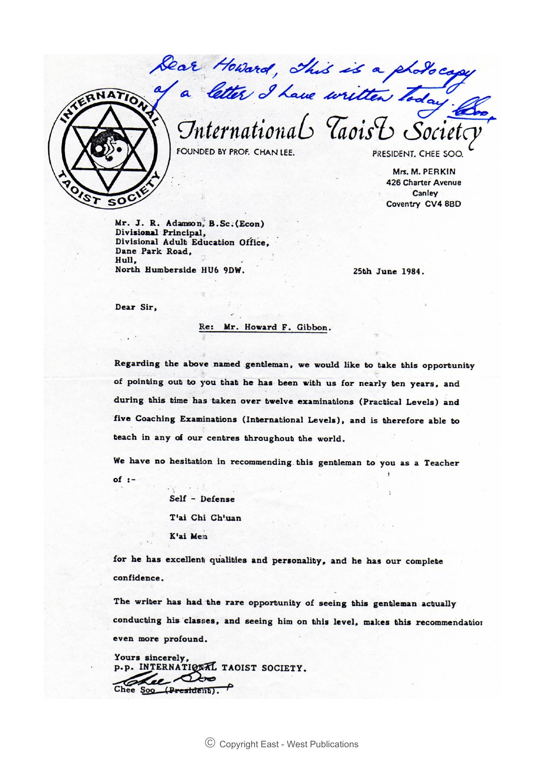*Dear Howard, This is a photocopy of a letter I have written today. Chee*

# International Taoist Society

FOUNDED BY PROF. CHAN LEE.

PRESIDENT. CHEE SOO.

Mrs. M. PERKIN
426 Charter Avenue
Canley
Coventry CV4 8BD

Mr. J. R. Adamson, B.Sc.(Econ)
Divisional Principal,
Divisional Adult Education Office,
Dane Park Road,
Hull,
North Humberside HU6 9DW.

25th June 1984.

Dear Sir,

Re: Mr. Howard F. Gibbon.

Regarding the above named gentleman, we would like to take this opportunity of pointing out to you that he has been with us for nearly ten years, and during this time has taken over twelve examinations (Practical Levels) and five Coaching Examinations (International Levels), and is therefore able to teach in any of our centres throughout the world.

We have no hesitation in recommending this gentleman to you as a Teacher of :-

Self - Defense

T'ai Chi Ch'uan

K'ai Men

for he has excellent qualities and personality, and he has our complete confidence.

The writer has had the rare opportunity of seeing this gentleman actually conducting his classes, and seeing him on this level, makes this recommendation even more profound.

Yours sincerely,
p.p. INTERNATIONAL TAOIST SOCIETY.

Chee Soo (President).

© Copyright East - West Publications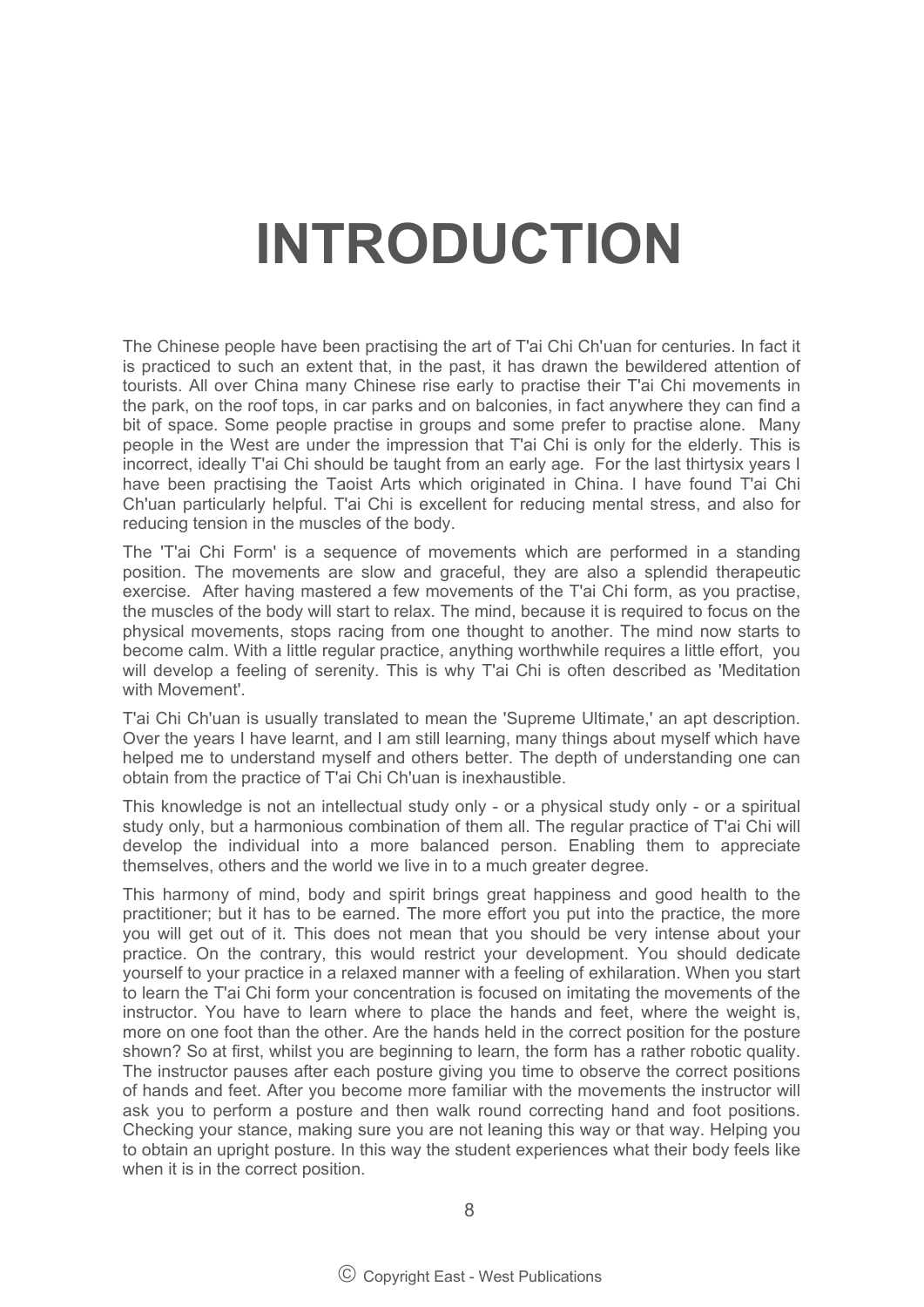# INTRODUCTION

The Chinese people have been practising the art of T'ai Chi Ch'uan for centuries. In fact it is practiced to such an extent that, in the past, it has drawn the bewildered attention of tourists. All over China many Chinese rise early to practise their T'ai Chi movements in the park, on the roof tops, in car parks and on balconies, in fact anywhere they can find a bit of space. Some people practise in groups and some prefer to practise alone. Many people in the West are under the impression that T'ai Chi is only for the elderly. This is incorrect, ideally T'ai Chi should be taught from an early age. For the last thirtysix years I have been practising the Taoist Arts which originated in China. I have found T'ai Chi Ch'uan particularly helpful. T'ai Chi is excellent for reducing mental stress, and also for reducing tension in the muscles of the body.

The 'T'ai Chi Form' is a sequence of movements which are performed in a standing position. The movements are slow and graceful, they are also a splendid therapeutic exercise. After having mastered a few movements of the T'ai Chi form, as you practise, the muscles of the body will start to relax. The mind, because it is required to focus on the physical movements, stops racing from one thought to another. The mind now starts to become calm. With a little regular practice, anything worthwhile requires a little effort, you will develop a feeling of serenity. This is why T'ai Chi is often described as 'Meditation with Movement'.

T'ai Chi Ch'uan is usually translated to mean the 'Supreme Ultimate,' an apt description. Over the years I have learnt, and I am still learning, many things about myself which have helped me to understand myself and others better. The depth of understanding one can obtain from the practice of T'ai Chi Ch'uan is inexhaustible.

This knowledge is not an intellectual study only - or a physical study only - or a spiritual study only, but a harmonious combination of them all. The regular practice of T'ai Chi will develop the individual into a more balanced person. Enabling them to appreciate themselves, others and the world we live in to a much greater degree.

This harmony of mind, body and spirit brings great happiness and good health to the practitioner; but it has to be earned. The more effort you put into the practice, the more you will get out of it. This does not mean that you should be very intense about your practice. On the contrary, this would restrict your development. You should dedicate yourself to your practice in a relaxed manner with a feeling of exhilaration. When you start to learn the T'ai Chi form your concentration is focused on imitating the movements of the instructor. You have to learn where to place the hands and feet, where the weight is, more on one foot than the other. Are the hands held in the correct position for the posture shown? So at first, whilst you are beginning to learn, the form has a rather robotic quality. The instructor pauses after each posture giving you time to observe the correct positions of hands and feet. After you become more familiar with the movements the instructor will ask you to perform a posture and then walk round correcting hand and foot positions. Checking your stance, making sure you are not leaning this way or that way. Helping you to obtain an upright posture. In this way the student experiences what their body feels like when it is in the correct position.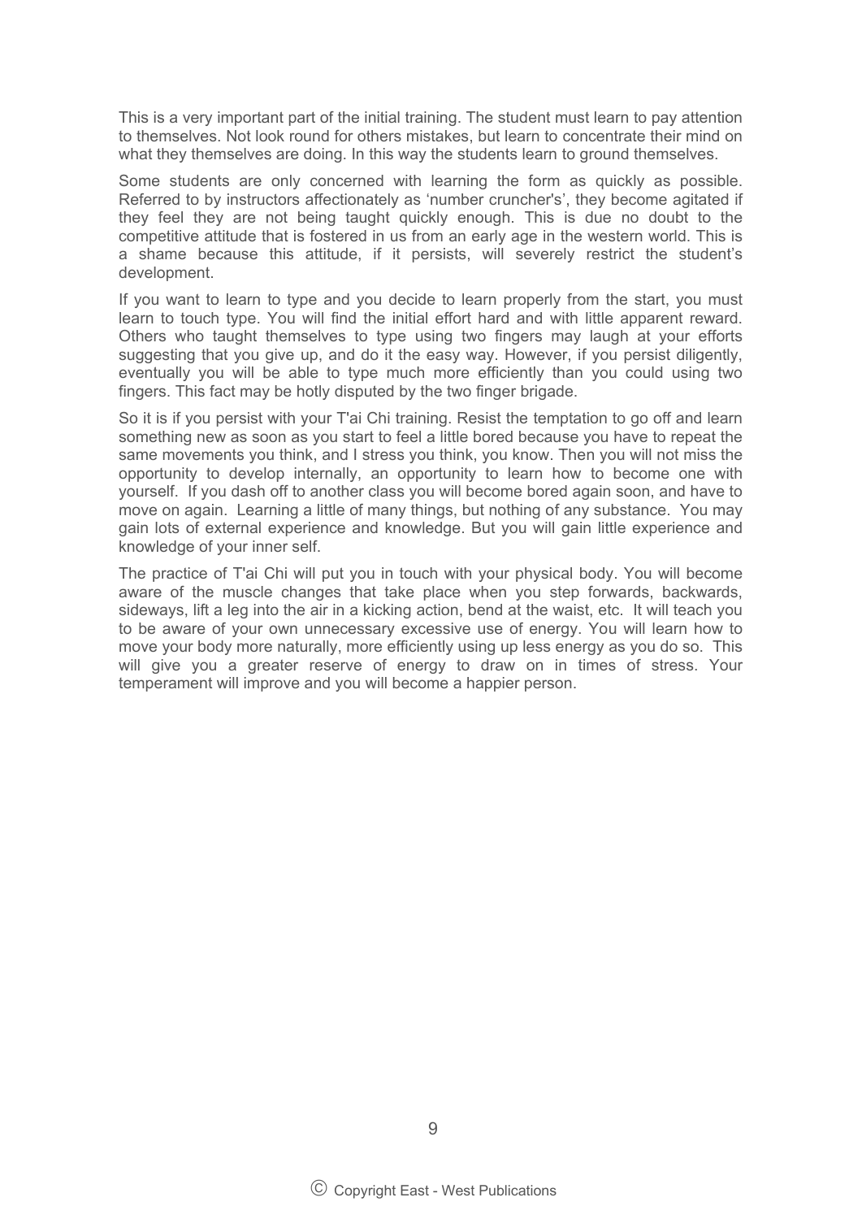This is a very important part of the initial training. The student must learn to pay attention to themselves. Not look round for others mistakes, but learn to concentrate their mind on what they themselves are doing. In this way the students learn to ground themselves.

Some students are only concerned with learning the form as quickly as possible. Referred to by instructors affectionately as 'number cruncher's', they become agitated if they feel they are not being taught quickly enough. This is due no doubt to the competitive attitude that is fostered in us from an early age in the western world. This is a shame because this attitude, if it persists, will severely restrict the student's development.

If you want to learn to type and you decide to learn properly from the start, you must learn to touch type. You will find the initial effort hard and with little apparent reward. Others who taught themselves to type using two fingers may laugh at your efforts suggesting that you give up, and do it the easy way. However, if you persist diligently, eventually you will be able to type much more efficiently than you could using two fingers. This fact may be hotly disputed by the two finger brigade.

So it is if you persist with your T'ai Chi training. Resist the temptation to go off and learn something new as soon as you start to feel a little bored because you have to repeat the same movements you think, and I stress you think, you know. Then you will not miss the opportunity to develop internally, an opportunity to learn how to become one with yourself.  If you dash off to another class you will become bored again soon, and have to move on again.  Learning a little of many things, but nothing of any substance.  You may gain lots of external experience and knowledge. But you will gain little experience and knowledge of your inner self.

The practice of T'ai Chi will put you in touch with your physical body. You will become aware of the muscle changes that take place when you step forwards, backwards, sideways, lift a leg into the air in a kicking action, bend at the waist, etc.  It will teach you to be aware of your own unnecessary excessive use of energy. You will learn how to move your body more naturally, more efficiently using up less energy as you do so.  This will give you a greater reserve of energy to draw on in times of stress. Your temperament will improve and you will become a happier person.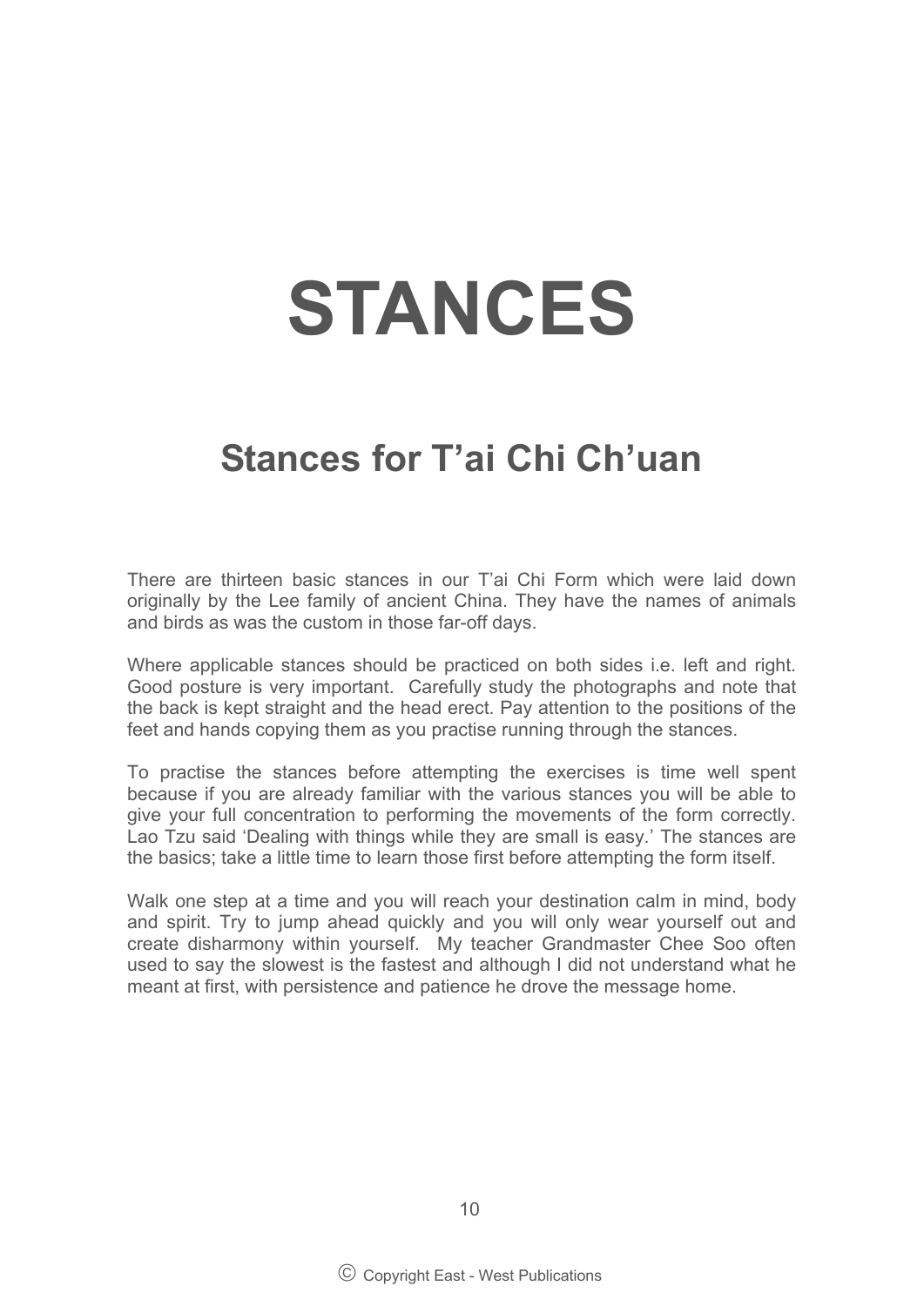# STANCES

## Stances for T'ai Chi Ch'uan

There are thirteen basic stances in our T'ai Chi Form which were laid down originally by the Lee family of ancient China. They have the names of animals and birds as was the custom in those far-off days.

Where applicable stances should be practiced on both sides i.e. left and right. Good posture is very important. Carefully study the photographs and note that the back is kept straight and the head erect. Pay attention to the positions of the feet and hands copying them as you practise running through the stances.

To practise the stances before attempting the exercises is time well spent because if you are already familiar with the various stances you will be able to give your full concentration to performing the movements of the form correctly. Lao Tzu said 'Dealing with things while they are small is easy.' The stances are the basics; take a little time to learn those first before attempting the form itself.

Walk one step at a time and you will reach your destination calm in mind, body and spirit. Try to jump ahead quickly and you will only wear yourself out and create disharmony within yourself. My teacher Grandmaster Chee Soo often used to say the slowest is the fastest and although I did not understand what he meant at first, with persistence and patience he drove the message home.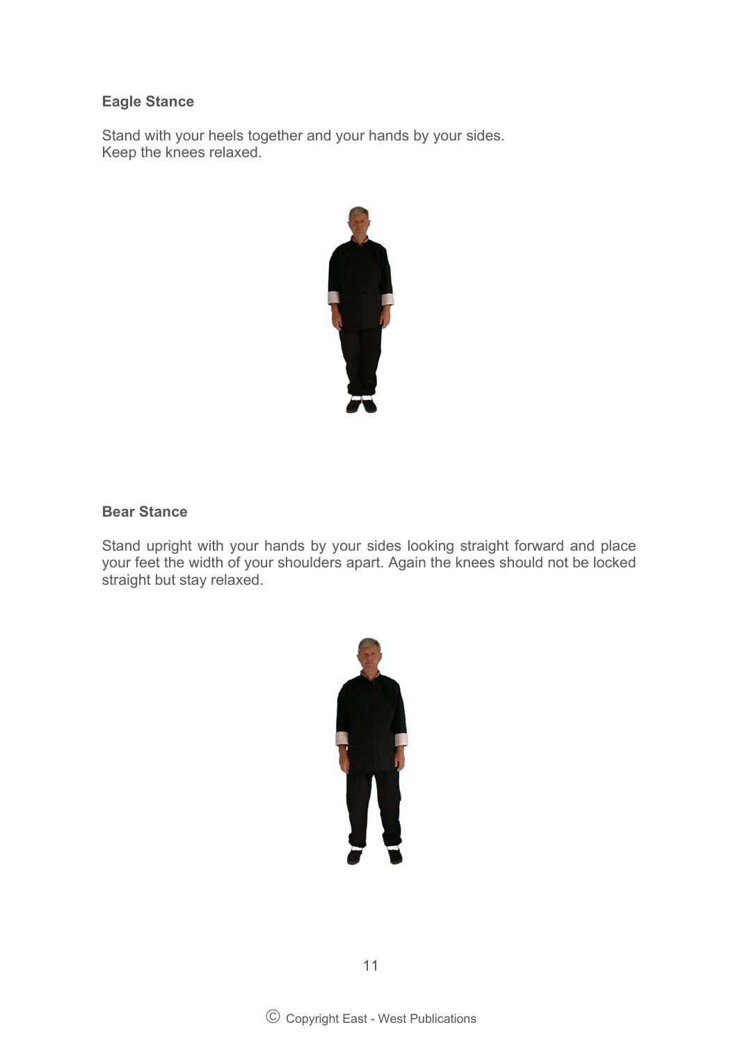**Eagle Stance**

Stand with your heels together and your hands by your sides.
Keep the knees relaxed.

**Bear Stance**

Stand upright with your hands by your sides looking straight forward and place your feet the width of your shoulders apart. Again the knees should not be locked straight but stay relaxed.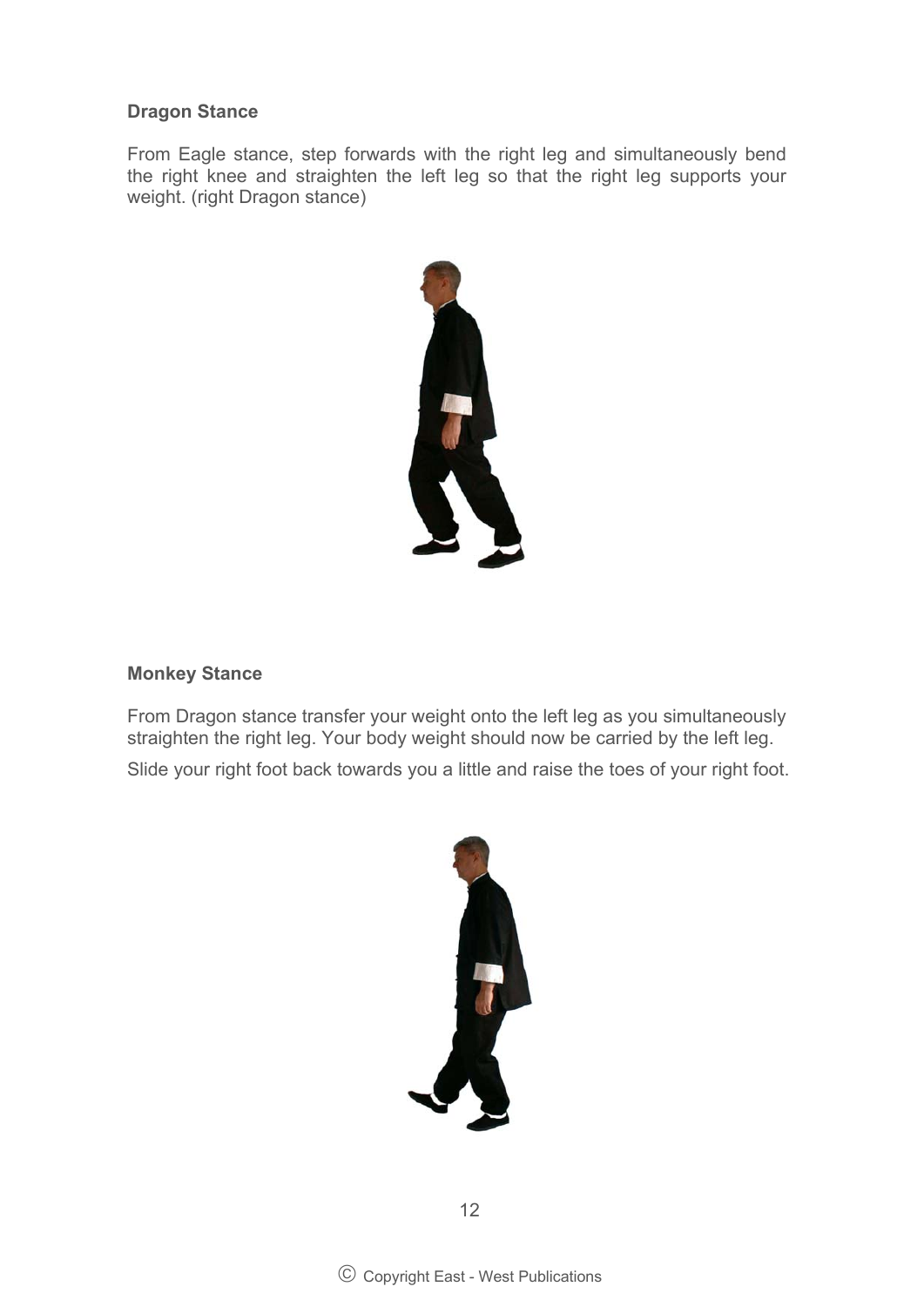**Dragon Stance**

From Eagle stance, step forwards with the right leg and simultaneously bend the right knee and straighten the left leg so that the right leg supports your weight. (right Dragon stance)

**Monkey Stance**

From Dragon stance transfer your weight onto the left leg as you simultaneously straighten the right leg. Your body weight should now be carried by the left leg.

Slide your right foot back towards you a little and raise the toes of your right foot.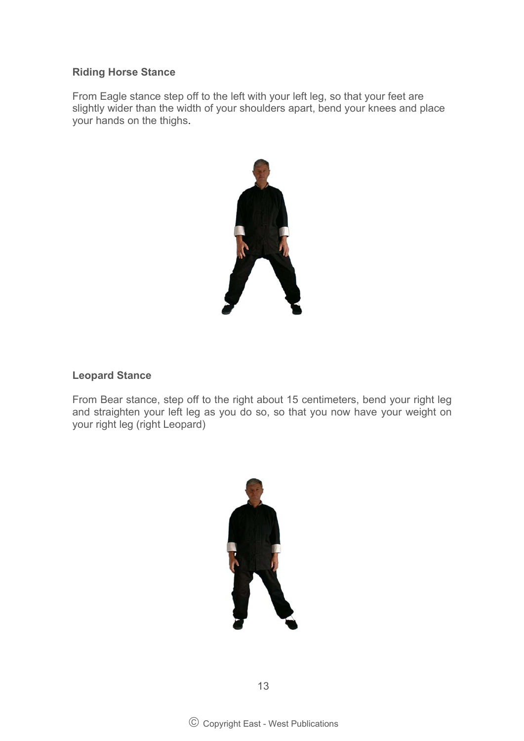**Riding Horse Stance**

From Eagle stance step off to the left with your left leg, so that your feet are slightly wider than the width of your shoulders apart, bend your knees and place your hands on the thighs.

**Leopard Stance**

From Bear stance, step off to the right about 15 centimeters, bend your right leg and straighten your left leg as you do so, so that you now have your weight on your right leg (right Leopard)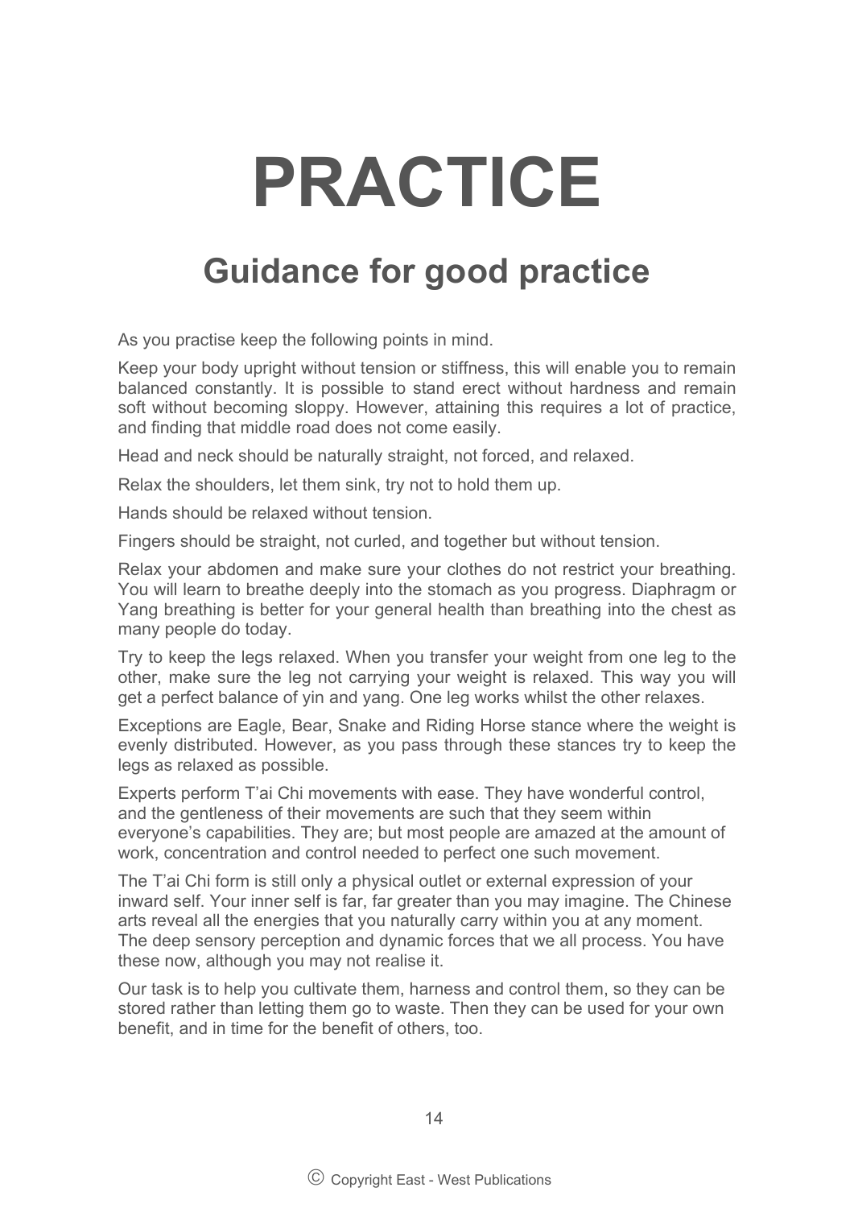# PRACTICE

## Guidance for good practice

As you practise keep the following points in mind.

Keep your body upright without tension or stiffness, this will enable you to remain balanced constantly. It is possible to stand erect without hardness and remain soft without becoming sloppy. However, attaining this requires a lot of practice, and finding that middle road does not come easily.

Head and neck should be naturally straight, not forced, and relaxed.

Relax the shoulders, let them sink, try not to hold them up.

Hands should be relaxed without tension.

Fingers should be straight, not curled, and together but without tension.

Relax your abdomen and make sure your clothes do not restrict your breathing. You will learn to breathe deeply into the stomach as you progress. Diaphragm or Yang breathing is better for your general health than breathing into the chest as many people do today.

Try to keep the legs relaxed. When you transfer your weight from one leg to the other, make sure the leg not carrying your weight is relaxed. This way you will get a perfect balance of yin and yang. One leg works whilst the other relaxes.

Exceptions are Eagle, Bear, Snake and Riding Horse stance where the weight is evenly distributed. However, as you pass through these stances try to keep the legs as relaxed as possible.

Experts perform T'ai Chi movements with ease. They have wonderful control, and the gentleness of their movements are such that they seem within everyone's capabilities. They are; but most people are amazed at the amount of work, concentration and control needed to perfect one such movement.

The T'ai Chi form is still only a physical outlet or external expression of your inward self. Your inner self is far, far greater than you may imagine. The Chinese arts reveal all the energies that you naturally carry within you at any moment. The deep sensory perception and dynamic forces that we all process. You have these now, although you may not realise it.

Our task is to help you cultivate them, harness and control them, so they can be stored rather than letting them go to waste. Then they can be used for your own benefit, and in time for the benefit of others, too.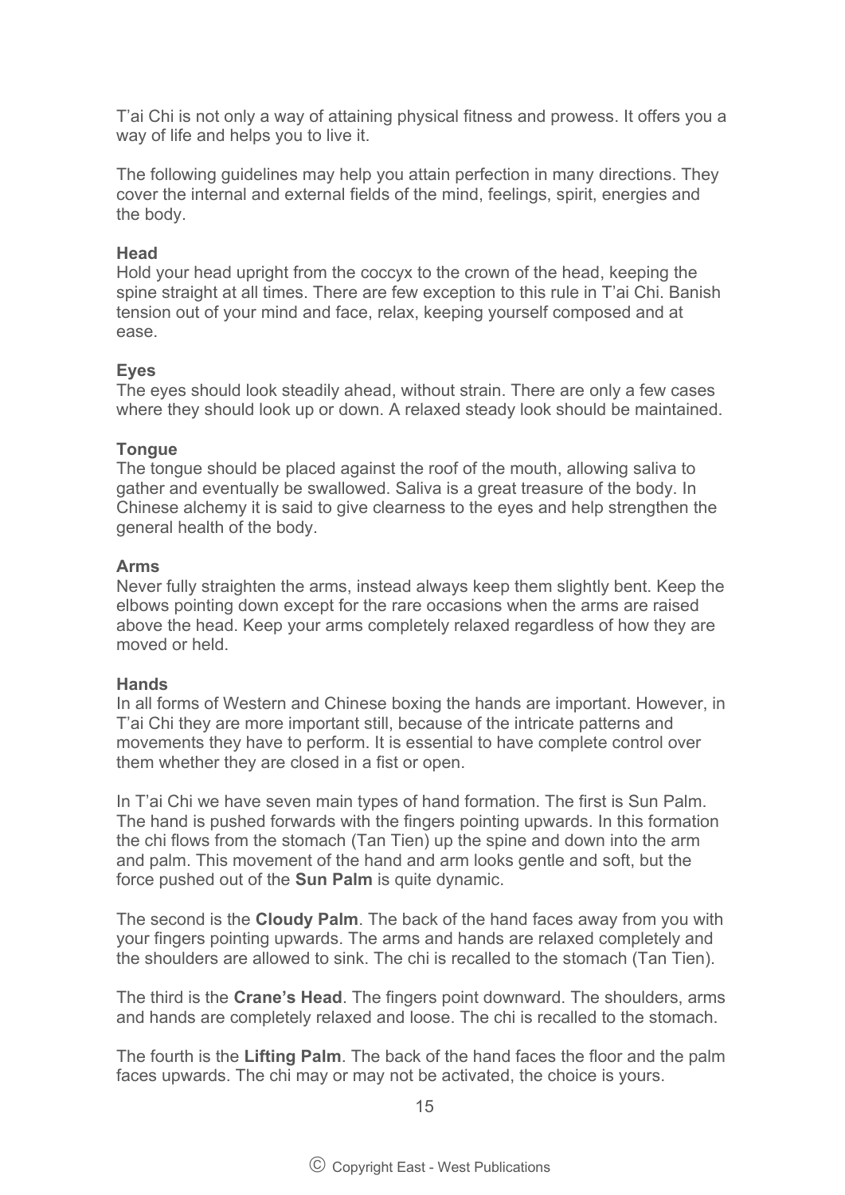T'ai Chi is not only a way of attaining physical fitness and prowess. It offers you a way of life and helps you to live it.

The following guidelines may help you attain perfection in many directions. They cover the internal and external fields of the mind, feelings, spirit, energies and the body.

**Head**
Hold your head upright from the coccyx to the crown of the head, keeping the spine straight at all times. There are few exception to this rule in T'ai Chi. Banish tension out of your mind and face, relax, keeping yourself composed and at ease.

**Eyes**
The eyes should look steadily ahead, without strain. There are only a few cases where they should look up or down. A relaxed steady look should be maintained.

**Tongue**
The tongue should be placed against the roof of the mouth, allowing saliva to gather and eventually be swallowed. Saliva is a great treasure of the body. In Chinese alchemy it is said to give clearness to the eyes and help strengthen the general health of the body.

**Arms**
Never fully straighten the arms, instead always keep them slightly bent. Keep the elbows pointing down except for the rare occasions when the arms are raised above the head. Keep your arms completely relaxed regardless of how they are moved or held.

**Hands**
In all forms of Western and Chinese boxing the hands are important. However, in T'ai Chi they are more important still, because of the intricate patterns and movements they have to perform. It is essential to have complete control over them whether they are closed in a fist or open.

In T'ai Chi we have seven main types of hand formation. The first is Sun Palm. The hand is pushed forwards with the fingers pointing upwards. In this formation the chi flows from the stomach (Tan Tien) up the spine and down into the arm and palm. This movement of the hand and arm looks gentle and soft, but the force pushed out of the **Sun Palm** is quite dynamic.

The second is the **Cloudy Palm**. The back of the hand faces away from you with your fingers pointing upwards. The arms and hands are relaxed completely and the shoulders are allowed to sink. The chi is recalled to the stomach (Tan Tien).

The third is the **Crane's Head**. The fingers point downward. The shoulders, arms and hands are completely relaxed and loose. The chi is recalled to the stomach.

The fourth is the **Lifting Palm**. The back of the hand faces the floor and the palm faces upwards. The chi may or may not be activated, the choice is yours.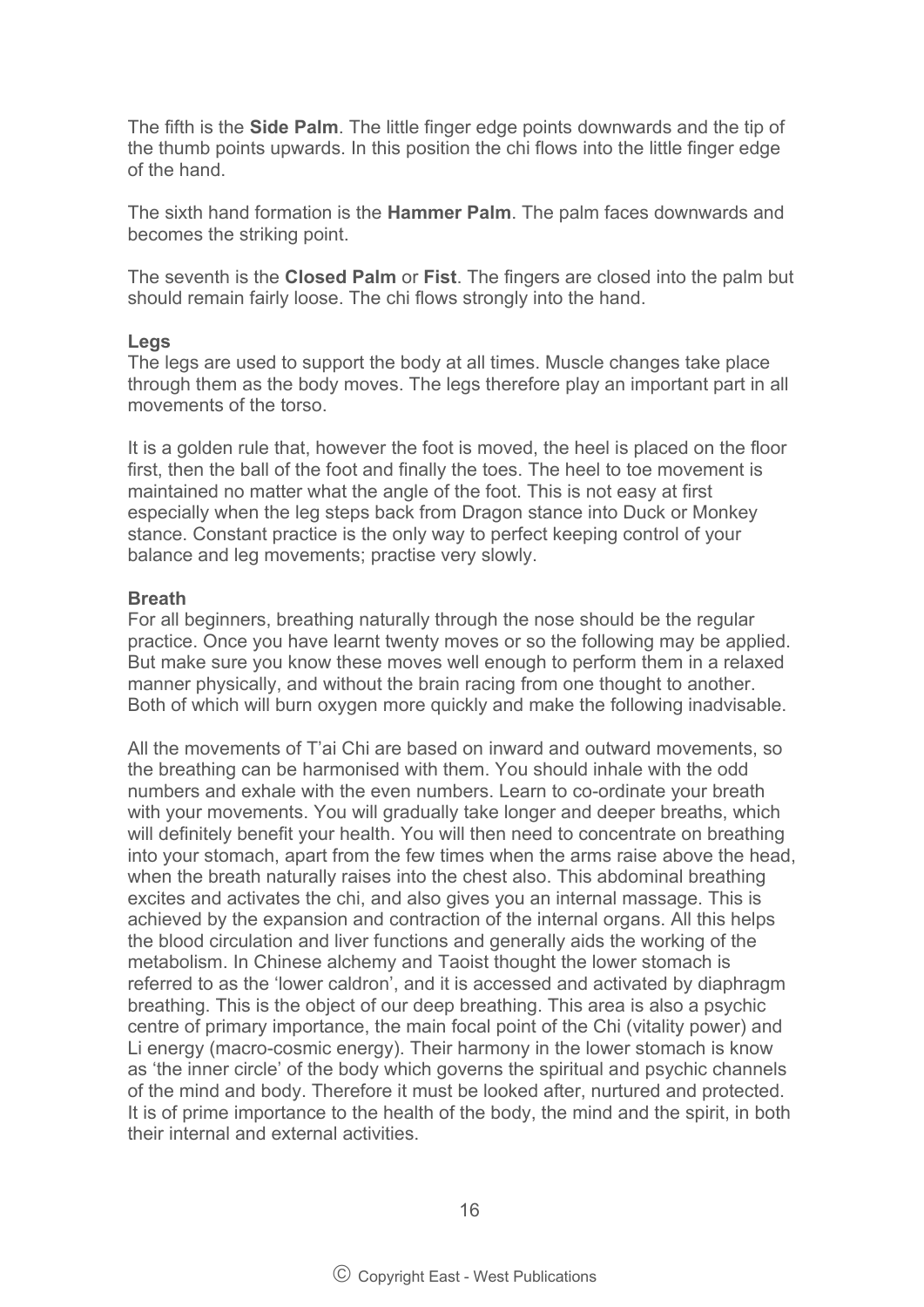The fifth is the **Side Palm**. The little finger edge points downwards and the tip of the thumb points upwards. In this position the chi flows into the little finger edge of the hand.

The sixth hand formation is the **Hammer Palm**. The palm faces downwards and becomes the striking point.

The seventh is the **Closed Palm** or **Fist**. The fingers are closed into the palm but should remain fairly loose. The chi flows strongly into the hand.

**Legs**
The legs are used to support the body at all times. Muscle changes take place through them as the body moves. The legs therefore play an important part in all movements of the torso.

It is a golden rule that, however the foot is moved, the heel is placed on the floor first, then the ball of the foot and finally the toes. The heel to toe movement is maintained no matter what the angle of the foot. This is not easy at first especially when the leg steps back from Dragon stance into Duck or Monkey stance. Constant practice is the only way to perfect keeping control of your balance and leg movements; practise very slowly.

**Breath**
For all beginners, breathing naturally through the nose should be the regular practice. Once you have learnt twenty moves or so the following may be applied. But make sure you know these moves well enough to perform them in a relaxed manner physically, and without the brain racing from one thought to another. Both of which will burn oxygen more quickly and make the following inadvisable.

All the movements of T'ai Chi are based on inward and outward movements, so the breathing can be harmonised with them. You should inhale with the odd numbers and exhale with the even numbers. Learn to co-ordinate your breath with your movements. You will gradually take longer and deeper breaths, which will definitely benefit your health. You will then need to concentrate on breathing into your stomach, apart from the few times when the arms raise above the head, when the breath naturally raises into the chest also. This abdominal breathing excites and activates the chi, and also gives you an internal massage. This is achieved by the expansion and contraction of the internal organs. All this helps the blood circulation and liver functions and generally aids the working of the metabolism. In Chinese alchemy and Taoist thought the lower stomach is referred to as the 'lower caldron', and it is accessed and activated by diaphragm breathing. This is the object of our deep breathing. This area is also a psychic centre of primary importance, the main focal point of the Chi (vitality power) and Li energy (macro-cosmic energy). Their harmony in the lower stomach is know as 'the inner circle' of the body which governs the spiritual and psychic channels of the mind and body. Therefore it must be looked after, nurtured and protected. It is of prime importance to the health of the body, the mind and the spirit, in both their internal and external activities.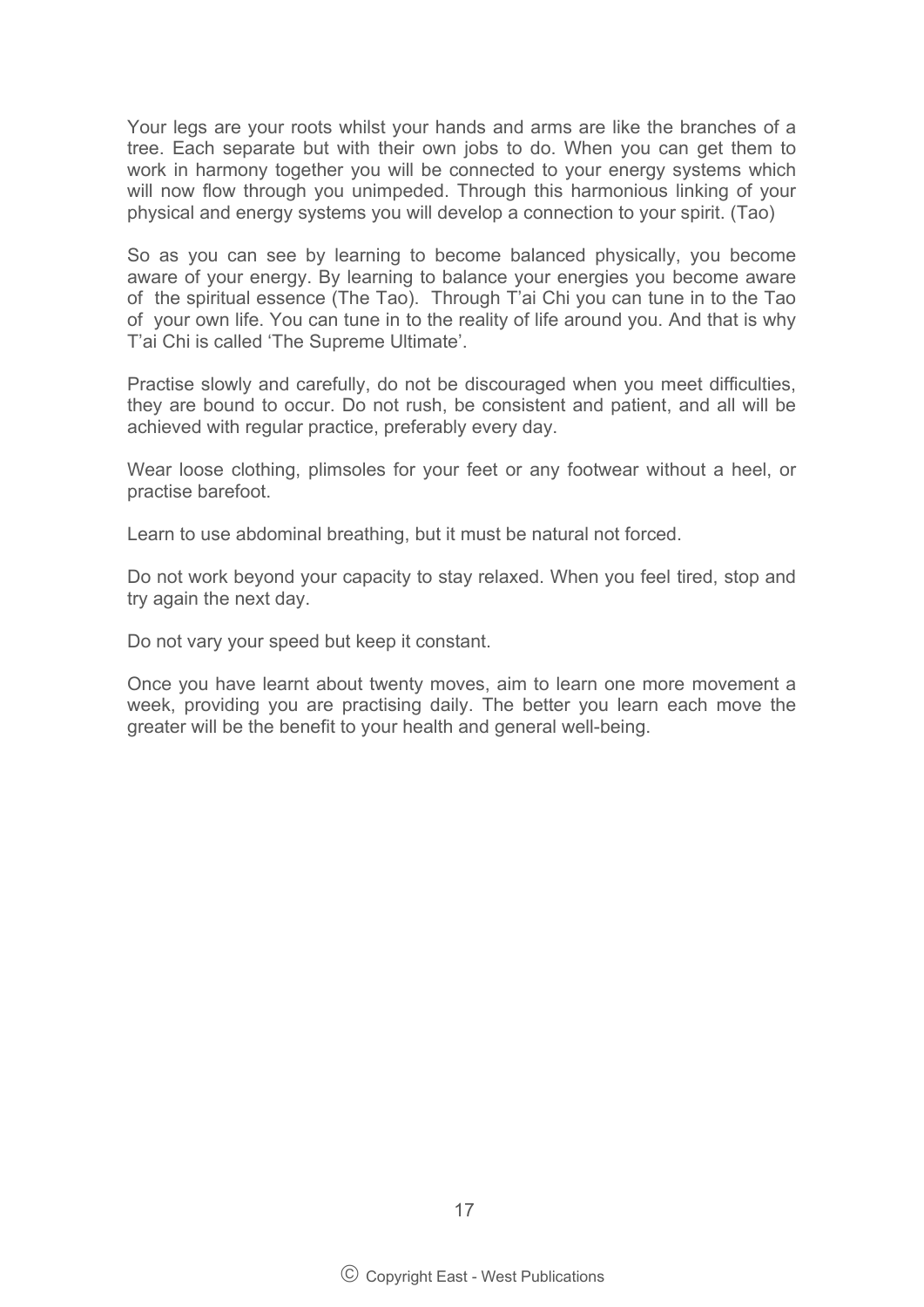Your legs are your roots whilst your hands and arms are like the branches of a tree. Each separate but with their own jobs to do. When you can get them to work in harmony together you will be connected to your energy systems which will now flow through you unimpeded. Through this harmonious linking of your physical and energy systems you will develop a connection to your spirit. (Tao)

So as you can see by learning to become balanced physically, you become aware of your energy. By learning to balance your energies you become aware of the spiritual essence (The Tao). Through T'ai Chi you can tune in to the Tao of your own life. You can tune in to the reality of life around you. And that is why T'ai Chi is called 'The Supreme Ultimate'.

Practise slowly and carefully, do not be discouraged when you meet difficulties, they are bound to occur. Do not rush, be consistent and patient, and all will be achieved with regular practice, preferably every day.

Wear loose clothing, plimsoles for your feet or any footwear without a heel, or practise barefoot.

Learn to use abdominal breathing, but it must be natural not forced.

Do not work beyond your capacity to stay relaxed. When you feel tired, stop and try again the next day.

Do not vary your speed but keep it constant.

Once you have learnt about twenty moves, aim to learn one more movement a week, providing you are practising daily. The better you learn each move the greater will be the benefit to your health and general well-being.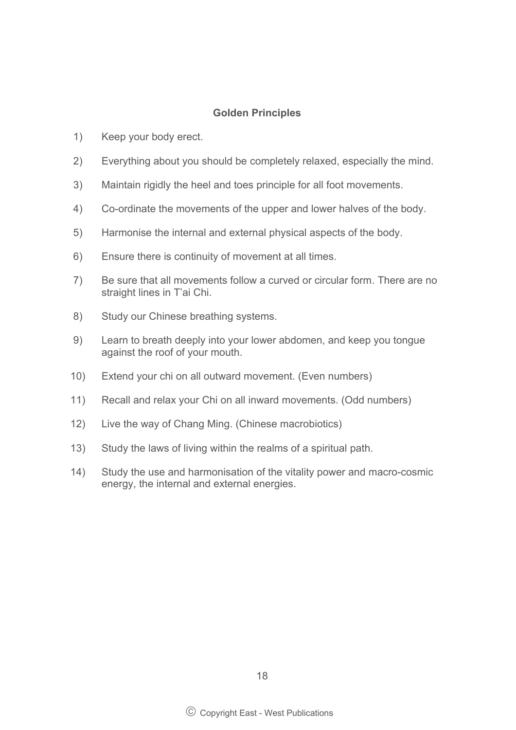## Golden Principles

1) Keep your body erect.

2) Everything about you should be completely relaxed, especially the mind.

3) Maintain rigidly the heel and toes principle for all foot movements.

4) Co-ordinate the movements of the upper and lower halves of the body.

5) Harmonise the internal and external physical aspects of the body.

6) Ensure there is continuity of movement at all times.

7) Be sure that all movements follow a curved or circular form. There are no straight lines in T'ai Chi.

8) Study our Chinese breathing systems.

9) Learn to breath deeply into your lower abdomen, and keep you tongue against the roof of your mouth.

10) Extend your chi on all outward movement. (Even numbers)

11) Recall and relax your Chi on all inward movements. (Odd numbers)

12) Live the way of Chang Ming. (Chinese macrobiotics)

13) Study the laws of living within the realms of a spiritual path.

14) Study the use and harmonisation of the vitality power and macro-cosmic energy, the internal and external energies.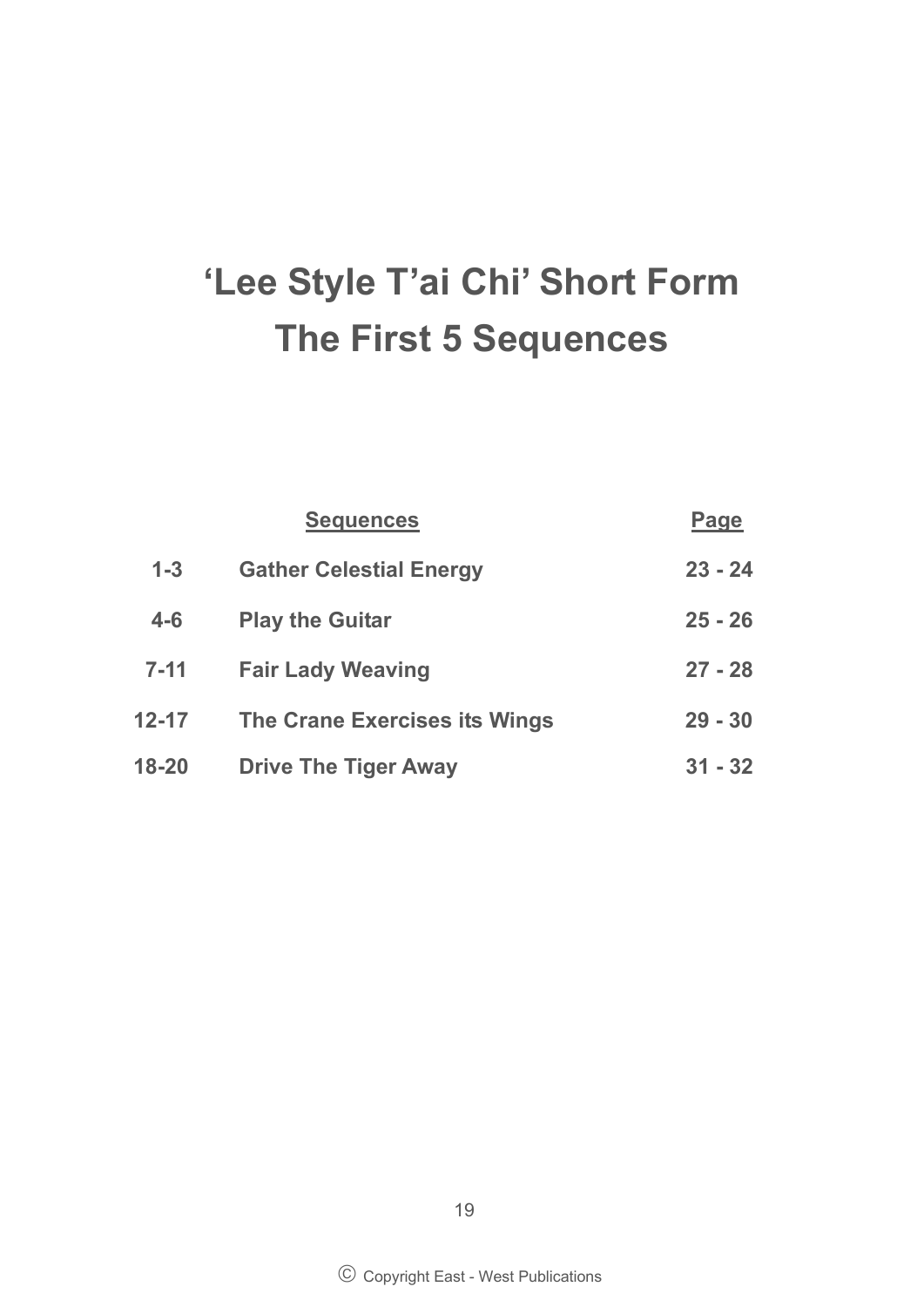# 'Lee Style T'ai Chi' Short Form
# The First 5 Sequences

| | Sequences | Page |
|---|---|---|
| 1-3 | Gather Celestial Energy | 23 - 24 |
| 4-6 | Play the Guitar | 25 - 26 |
| 7-11 | Fair Lady Weaving | 27 - 28 |
| 12-17 | The Crane Exercises its Wings | 29 - 30 |
| 18-20 | Drive The Tiger Away | 31 - 32 |

Ⓒ Copyright East - West Publications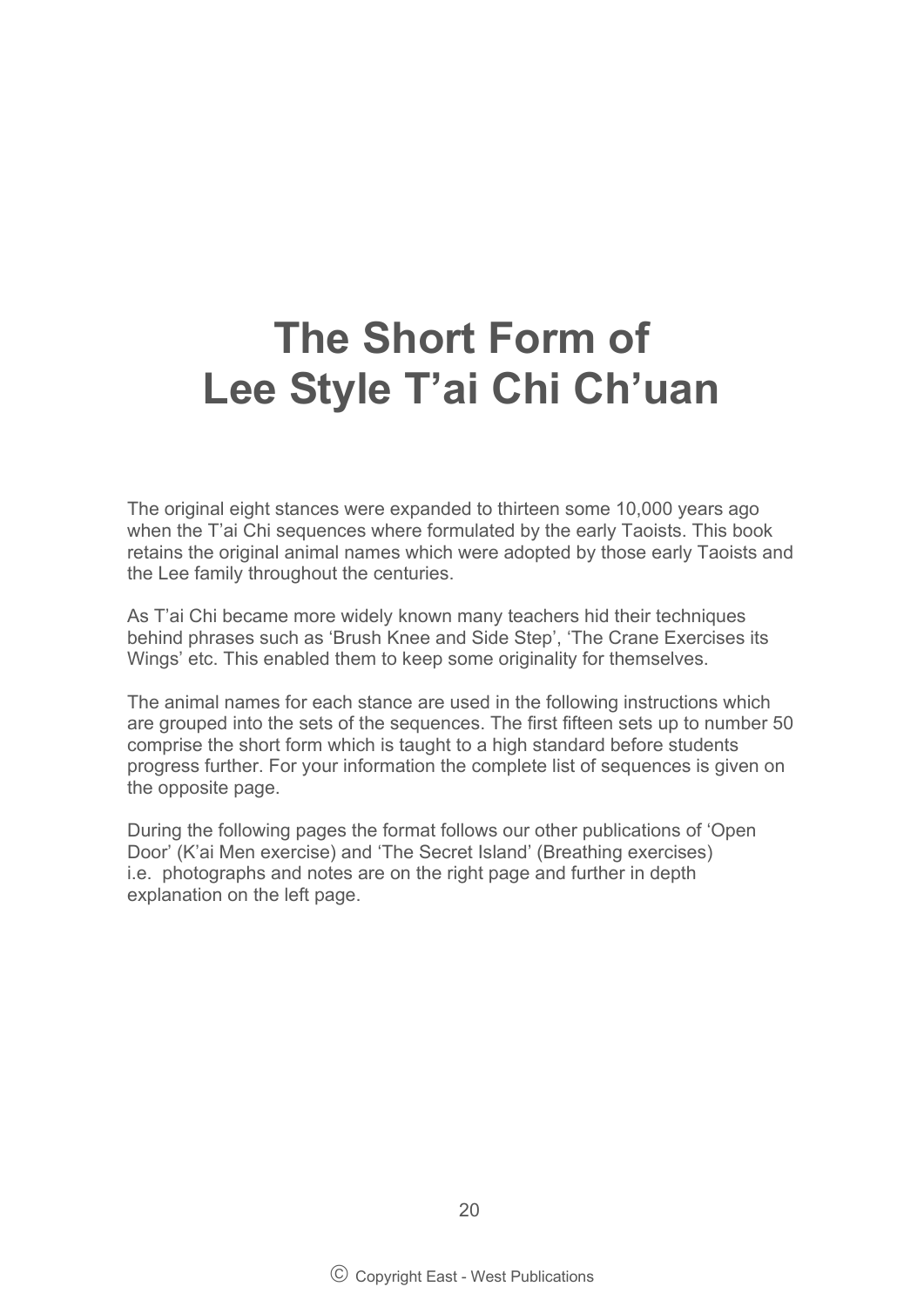# The Short Form of Lee Style T'ai Chi Ch'uan

The original eight stances were expanded to thirteen some 10,000 years ago when the T'ai Chi sequences where formulated by the early Taoists. This book retains the original animal names which were adopted by those early Taoists and the Lee family throughout the centuries.

As T'ai Chi became more widely known many teachers hid their techniques behind phrases such as 'Brush Knee and Side Step', 'The Crane Exercises its Wings' etc. This enabled them to keep some originality for themselves.

The animal names for each stance are used in the following instructions which are grouped into the sets of the sequences. The first fifteen sets up to number 50 comprise the short form which is taught to a high standard before students progress further. For your information the complete list of sequences is given on the opposite page.

During the following pages the format follows our other publications of 'Open Door' (K'ai Men exercise) and 'The Secret Island' (Breathing exercises) i.e. photographs and notes are on the right page and further in depth explanation on the left page.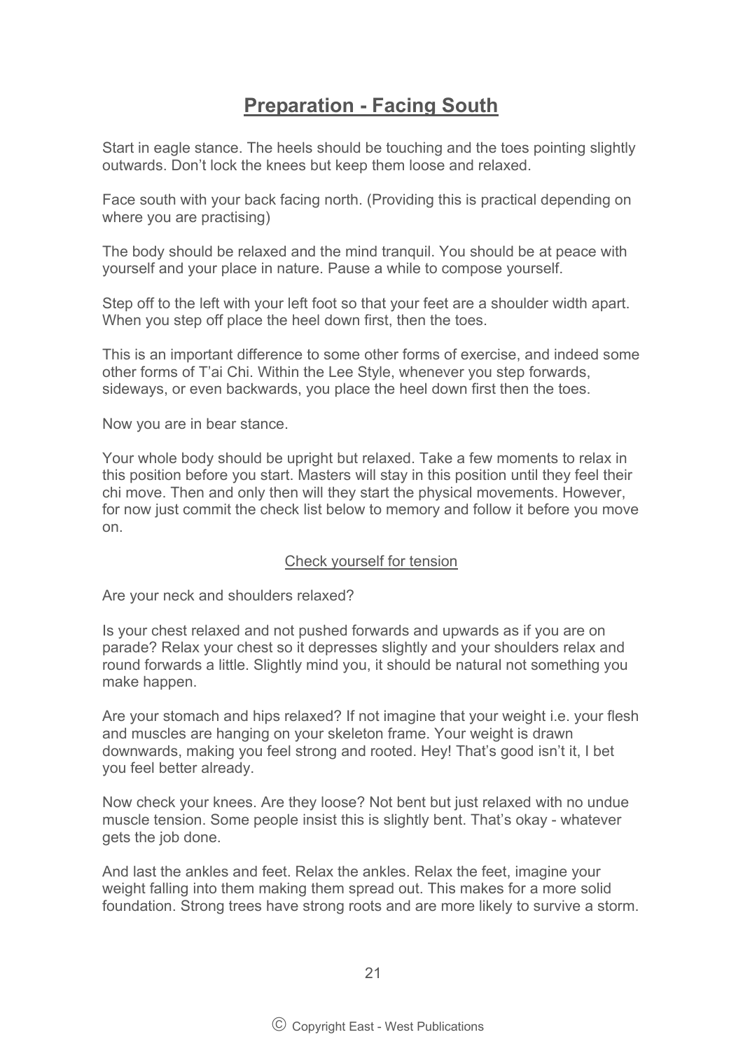## Preparation - Facing South

Start in eagle stance. The heels should be touching and the toes pointing slightly outwards. Don't lock the knees but keep them loose and relaxed.

Face south with your back facing north. (Providing this is practical depending on where you are practising)

The body should be relaxed and the mind tranquil. You should be at peace with yourself and your place in nature. Pause a while to compose yourself.

Step off to the left with your left foot so that your feet are a shoulder width apart. When you step off place the heel down first, then the toes.

This is an important difference to some other forms of exercise, and indeed some other forms of T'ai Chi. Within the Lee Style, whenever you step forwards, sideways, or even backwards, you place the heel down first then the toes.

Now you are in bear stance.

Your whole body should be upright but relaxed. Take a few moments to relax in this position before you start. Masters will stay in this position until they feel their chi move. Then and only then will they start the physical movements. However, for now just commit the check list below to memory and follow it before you move on.

<u>Check yourself for tension</u>

Are your neck and shoulders relaxed?

Is your chest relaxed and not pushed forwards and upwards as if you are on parade? Relax your chest so it depresses slightly and your shoulders relax and round forwards a little. Slightly mind you, it should be natural not something you make happen.

Are your stomach and hips relaxed? If not imagine that your weight i.e. your flesh and muscles are hanging on your skeleton frame. Your weight is drawn downwards, making you feel strong and rooted. Hey! That's good isn't it, I bet you feel better already.

Now check your knees. Are they loose? Not bent but just relaxed with no undue muscle tension. Some people insist this is slightly bent. That's okay - whatever gets the job done.

And last the ankles and feet. Relax the ankles. Relax the feet, imagine your weight falling into them making them spread out. This makes for a more solid foundation. Strong trees have strong roots and are more likely to survive a storm.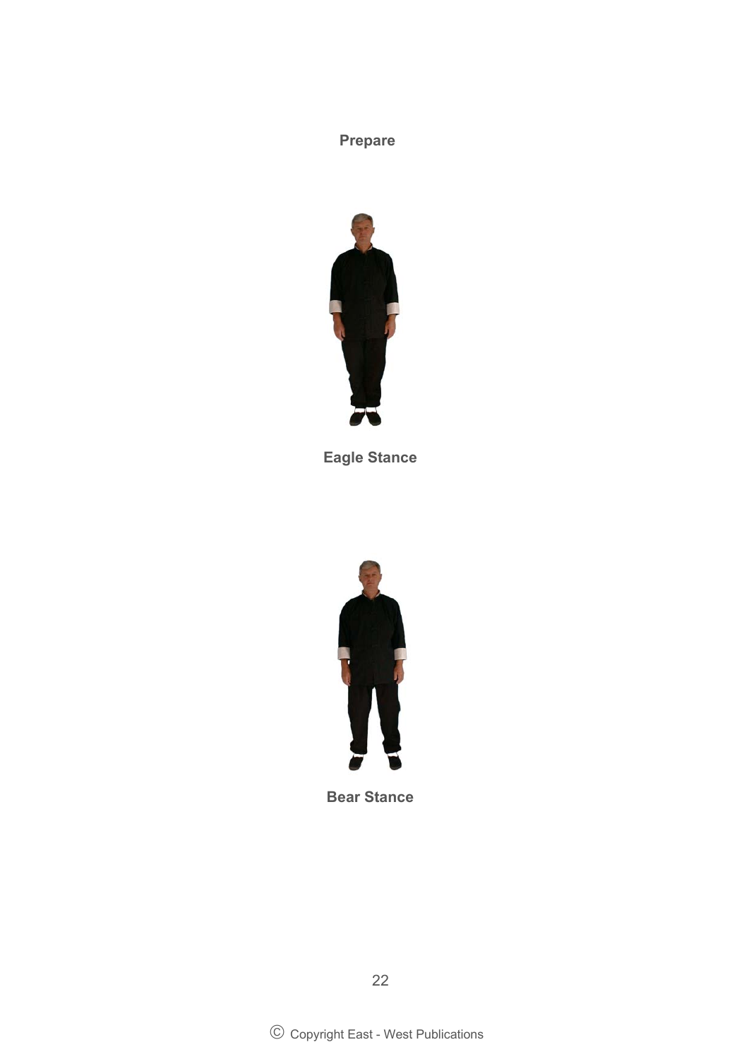**Prepare**

**Eagle Stance**

**Bear Stance**

© Copyright East - West Publications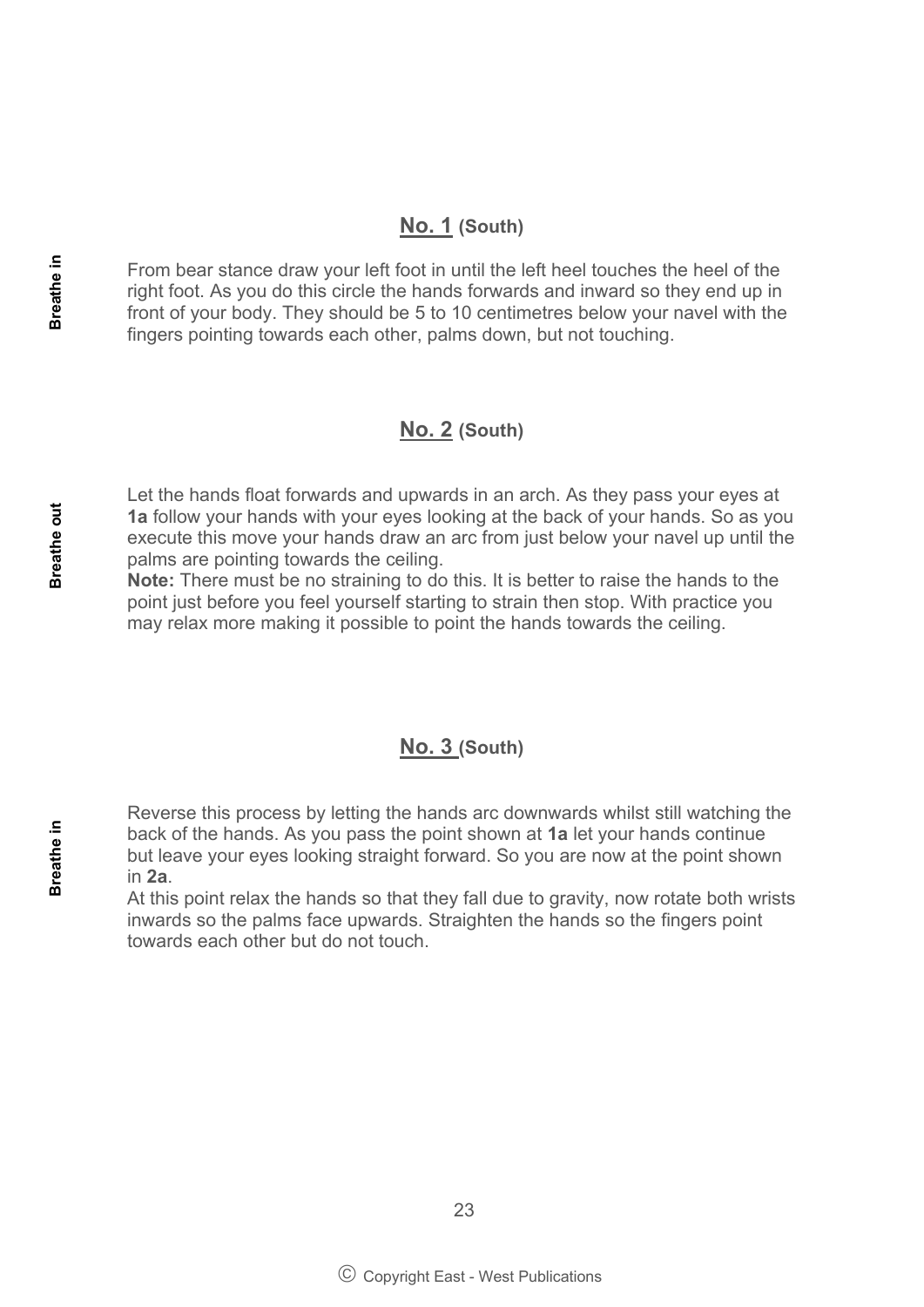## No. 1 (South)

**Breathe in**

From bear stance draw your left foot in until the left heel touches the heel of the right foot. As you do this circle the hands forwards and inward so they end up in front of your body. They should be 5 to 10 centimetres below your navel with the fingers pointing towards each other, palms down, but not touching.

## No. 2 (South)

**Breathe out**

Let the hands float forwards and upwards in an arch. As they pass your eyes at **1a** follow your hands with your eyes looking at the back of your hands. So as you execute this move your hands draw an arc from just below your navel up until the palms are pointing towards the ceiling.

**Note:** There must be no straining to do this. It is better to raise the hands to the point just before you feel yourself starting to strain then stop. With practice you may relax more making it possible to point the hands towards the ceiling.

## No. 3 (South)

**Breathe in**

Reverse this process by letting the hands arc downwards whilst still watching the back of the hands. As you pass the point shown at **1a** let your hands continue but leave your eyes looking straight forward. So you are now at the point shown in **2a**.

At this point relax the hands so that they fall due to gravity, now rotate both wrists inwards so the palms face upwards. Straighten the hands so the fingers point towards each other but do not touch.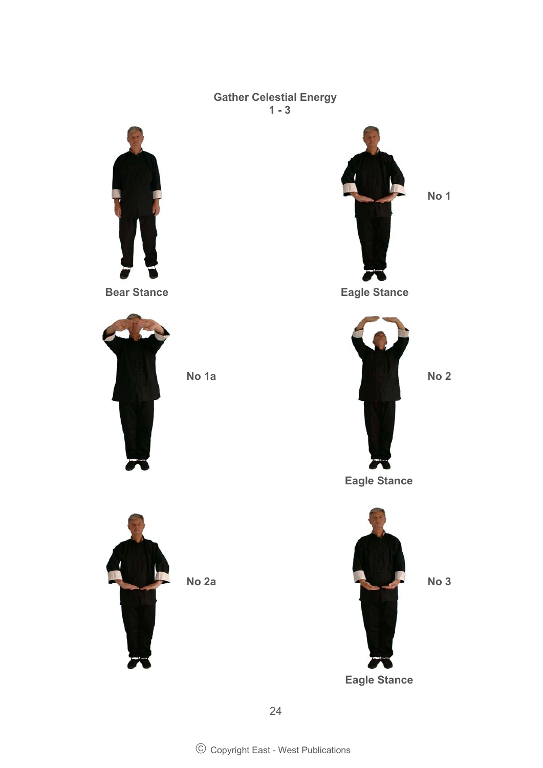## Gather Celestial Energy
### 1 - 3

Bear Stance

No 1

Eagle Stance

No 1a

No 2

Eagle Stance

No 2a

No 3

Eagle Stance

© Copyright East - West Publications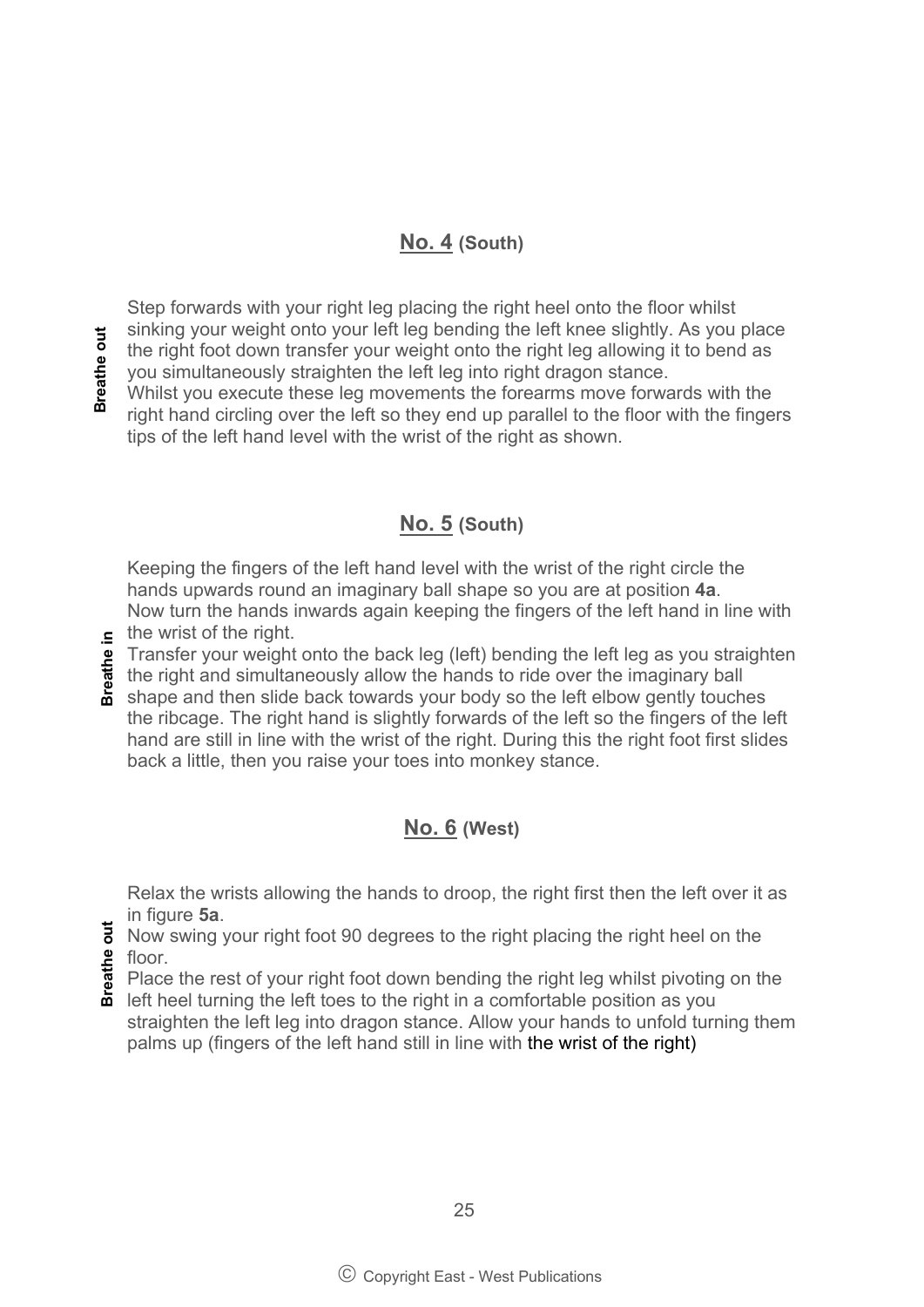## No. 4 (South)

**Breathe out**

Step forwards with your right leg placing the right heel onto the floor whilst sinking your weight onto your left leg bending the left knee slightly. As you place the right foot down transfer your weight onto the right leg allowing it to bend as you simultaneously straighten the left leg into right dragon stance.
Whilst you execute these leg movements the forearms move forwards with the right hand circling over the left so they end up parallel to the floor with the fingers tips of the left hand level with the wrist of the right as shown.

## No. 5 (South)

**Breathe in**

Keeping the fingers of the left hand level with the wrist of the right circle the hands upwards round an imaginary ball shape so you are at position **4a**.
Now turn the hands inwards again keeping the fingers of the left hand in line with the wrist of the right.
Transfer your weight onto the back leg (left) bending the left leg as you straighten the right and simultaneously allow the hands to ride over the imaginary ball shape and then slide back towards your body so the left elbow gently touches the ribcage. The right hand is slightly forwards of the left so the fingers of the left hand are still in line with the wrist of the right. During this the right foot first slides back a little, then you raise your toes into monkey stance.

## No. 6 (West)

**Breathe out**

Relax the wrists allowing the hands to droop, the right first then the left over it as in figure **5a**.
Now swing your right foot 90 degrees to the right placing the right heel on the floor.
Place the rest of your right foot down bending the right leg whilst pivoting on the left heel turning the left toes to the right in a comfortable position as you straighten the left leg into dragon stance. Allow your hands to unfold turning them palms up (fingers of the left hand still in line with the wrist of the right)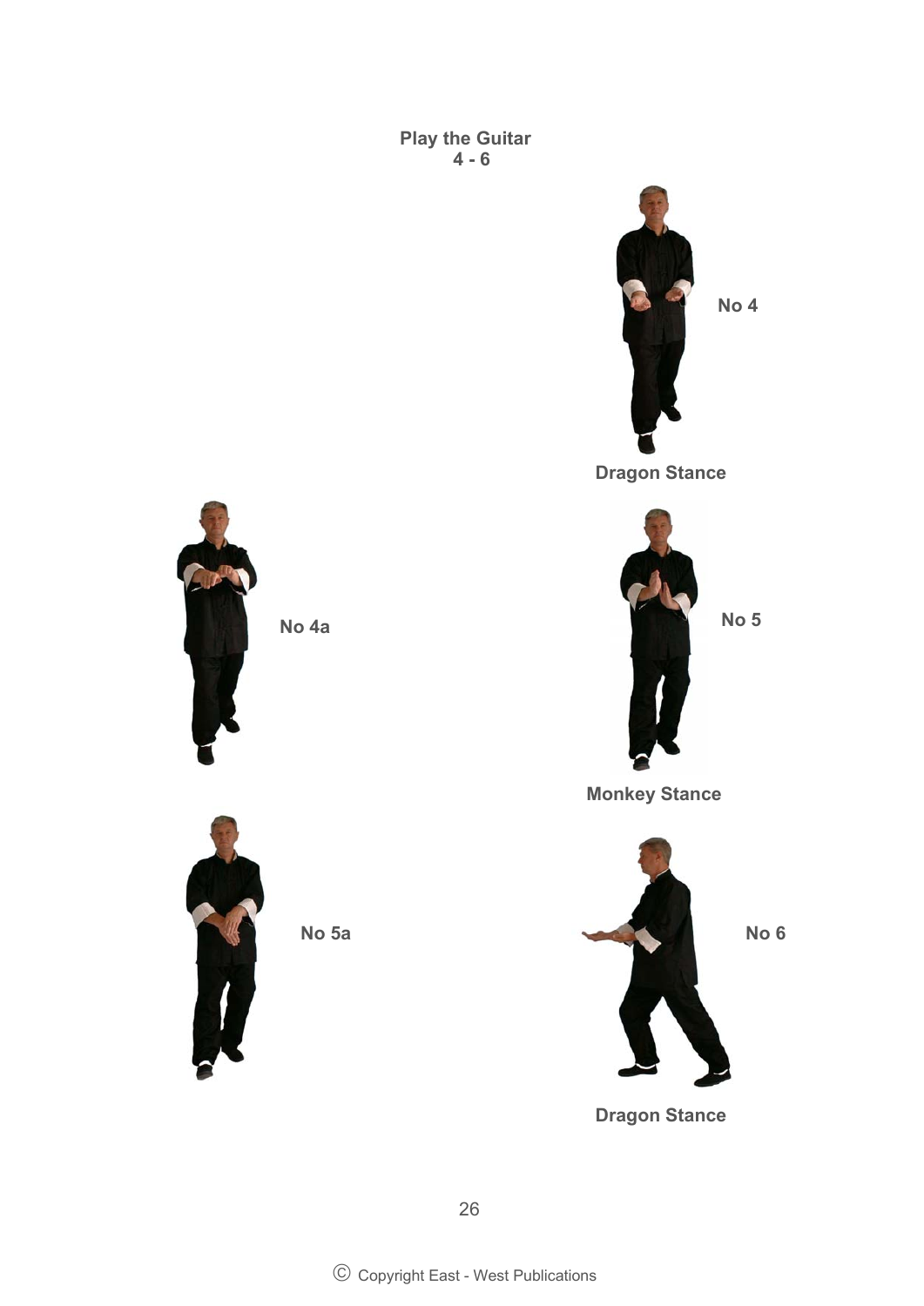## Play the Guitar
## 4 - 6

No 4

Dragon Stance

No 4a

No 5

Monkey Stance

No 5a

No 6

Dragon Stance

Ⓒ Copyright East - West Publications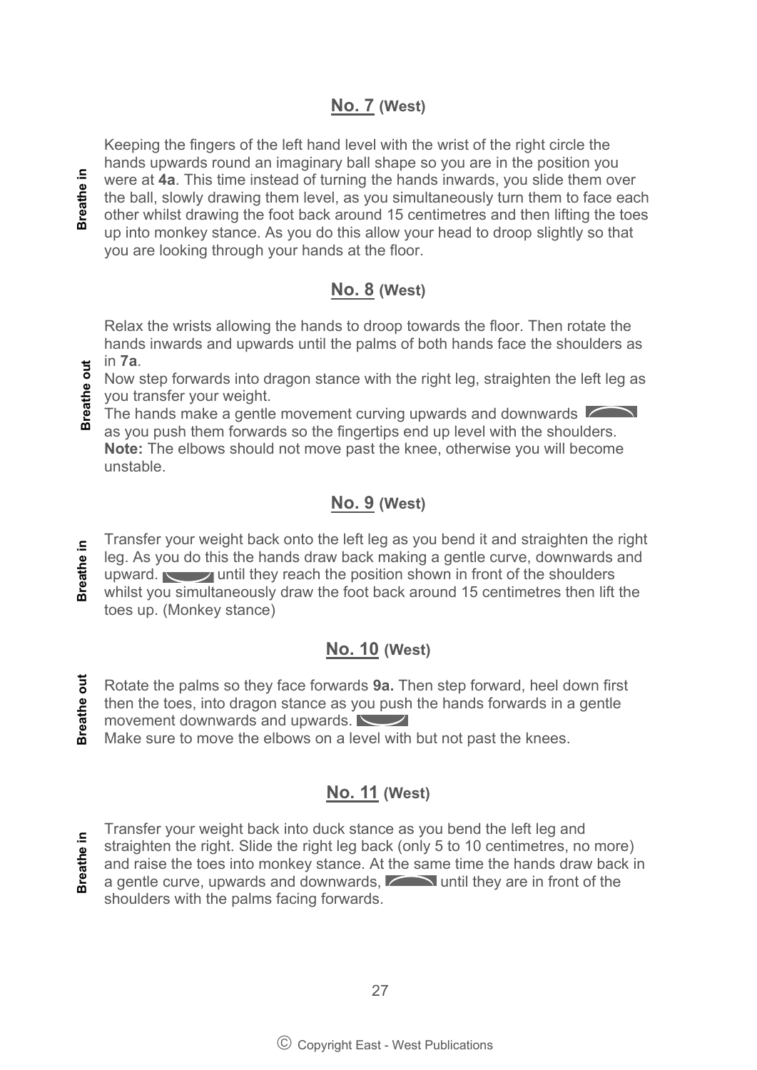## **No. 7** (West)

**Breathe in**

Keeping the fingers of the left hand level with the wrist of the right circle the hands upwards round an imaginary ball shape so you are in the position you were at **4a**. This time instead of turning the hands inwards, you slide them over the ball, slowly drawing them level, as you simultaneously turn them to face each other whilst drawing the foot back around 15 centimetres and then lifting the toes up into monkey stance. As you do this allow your head to droop slightly so that you are looking through your hands at the floor.

## **No. 8** (West)

**Breathe out**

Relax the wrists allowing the hands to droop towards the floor. Then rotate the hands inwards and upwards until the palms of both hands face the shoulders as in **7a**.

Now step forwards into dragon stance with the right leg, straighten the left leg as you transfer your weight.

The hands make a gentle movement curving upwards and downwards as you push them forwards so the fingertips end up level with the shoulders.

**Note:** The elbows should not move past the knee, otherwise you will become unstable.

## **No. 9** (West)

**Breathe in**

Transfer your weight back onto the left leg as you bend it and straighten the right leg. As you do this the hands draw back making a gentle curve, downwards and upward. until they reach the position shown in front of the shoulders whilst you simultaneously draw the foot back around 15 centimetres then lift the toes up. (Monkey stance)

## **No. 10** (West)

**Breathe out**

Rotate the palms so they face forwards **9a.** Then step forward, heel down first then the toes, into dragon stance as you push the hands forwards in a gentle movement downwards and upwards.

Make sure to move the elbows on a level with but not past the knees.

## **No. 11** (West)

**Breathe in**

Transfer your weight back into duck stance as you bend the left leg and straighten the right. Slide the right leg back (only 5 to 10 centimetres, no more) and raise the toes into monkey stance. At the same time the hands draw back in a gentle curve, upwards and downwards, until they are in front of the shoulders with the palms facing forwards.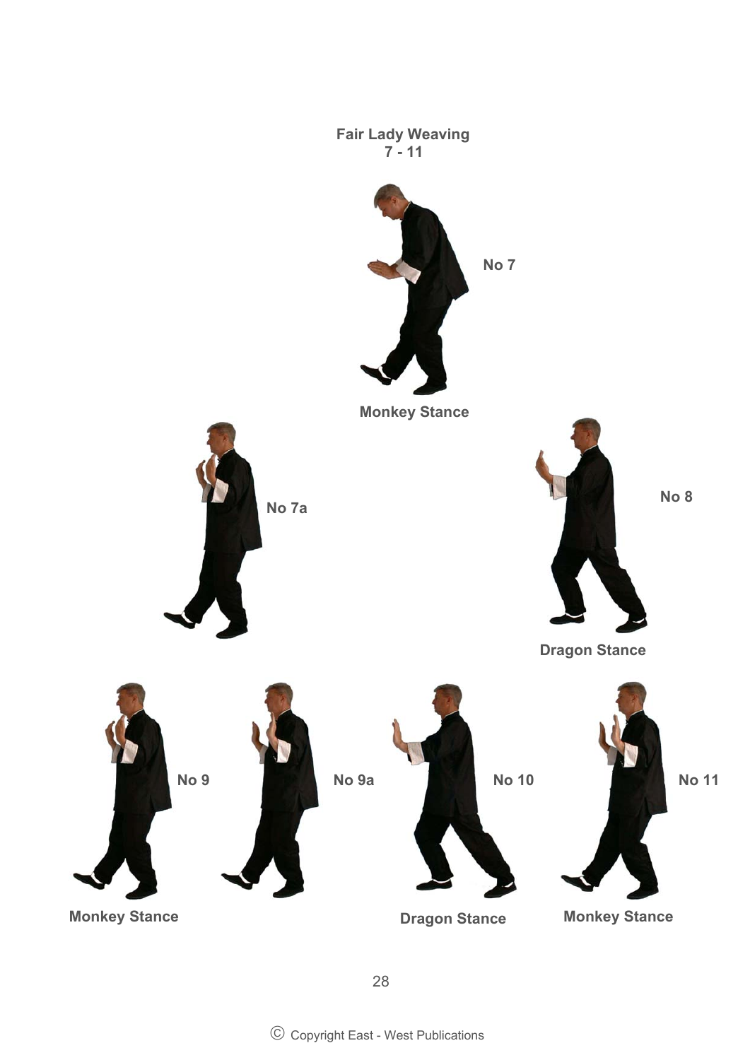## Fair Lady Weaving
## 7 - 11

No 7

Monkey Stance

No 7a

No 8

Dragon Stance

No 9

Monkey Stance

No 9a

No 10

Dragon Stance

No 11

Monkey Stance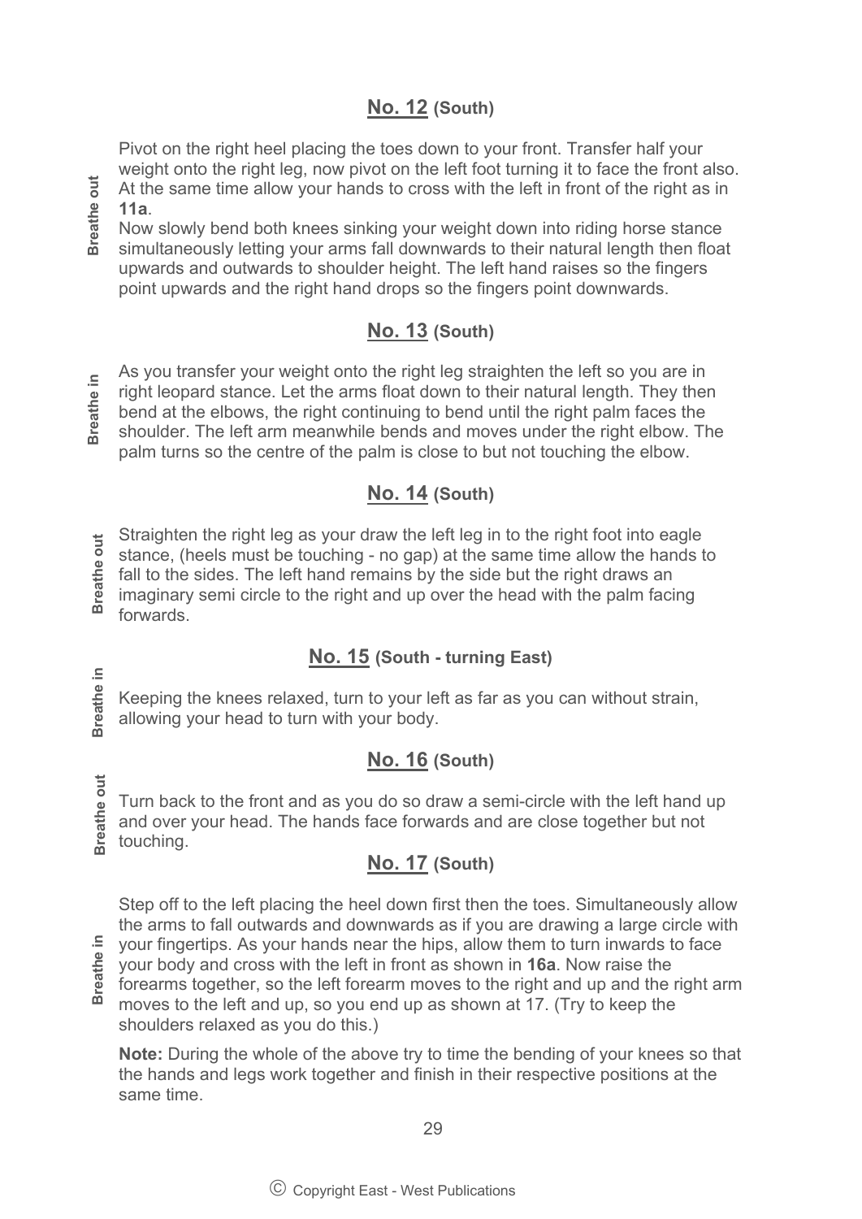## No. 12 (South)

**Breathe out**

Pivot on the right heel placing the toes down to your front. Transfer half your weight onto the right leg, now pivot on the left foot turning it to face the front also. At the same time allow your hands to cross with the left in front of the right as in **11a**.

Now slowly bend both knees sinking your weight down into riding horse stance simultaneously letting your arms fall downwards to their natural length then float upwards and outwards to shoulder height. The left hand raises so the fingers point upwards and the right hand drops so the fingers point downwards.

## No. 13 (South)

**Breathe in**

As you transfer your weight onto the right leg straighten the left so you are in right leopard stance. Let the arms float down to their natural length. They then bend at the elbows, the right continuing to bend until the right palm faces the shoulder. The left arm meanwhile bends and moves under the right elbow. The palm turns so the centre of the palm is close to but not touching the elbow.

## No. 14 (South)

**Breathe out**

Straighten the right leg as your draw the left leg in to the right foot into eagle stance, (heels must be touching - no gap) at the same time allow the hands to fall to the sides. The left hand remains by the side but the right draws an imaginary semi circle to the right and up over the head with the palm facing forwards.

## No. 15 (South - turning East)

**Breathe in**

Keeping the knees relaxed, turn to your left as far as you can without strain, allowing your head to turn with your body.

## No. 16 (South)

**Breathe out**

Turn back to the front and as you do so draw a semi-circle with the left hand up and over your head. The hands face forwards and are close together but not touching.

## No. 17 (South)

**Breathe in**

Step off to the left placing the heel down first then the toes. Simultaneously allow the arms to fall outwards and downwards as if you are drawing a large circle with your fingertips. As your hands near the hips, allow them to turn inwards to face your body and cross with the left in front as shown in **16a**. Now raise the forearms together, so the left forearm moves to the right and up and the right arm moves to the left and up, so you end up as shown at 17. (Try to keep the shoulders relaxed as you do this.)

**Note:** During the whole of the above try to time the bending of your knees so that the hands and legs work together and finish in their respective positions at the same time.

Ⓒ Copyright East - West Publications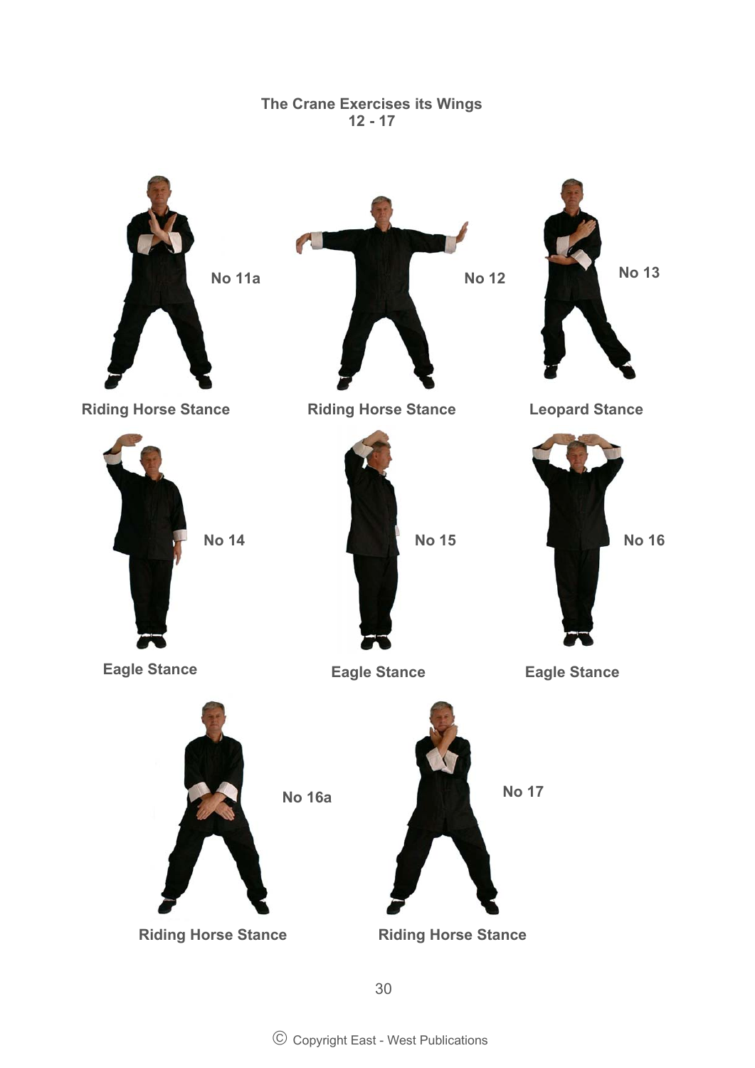## The Crane Exercises its Wings
### 12 - 17

No 11a

Riding Horse Stance

No 12

Riding Horse Stance

No 13

Leopard Stance

No 14

Eagle Stance

No 15

Eagle Stance

No 16

Eagle Stance

No 16a

Riding Horse Stance

No 17

Riding Horse Stance

© Copyright East - West Publications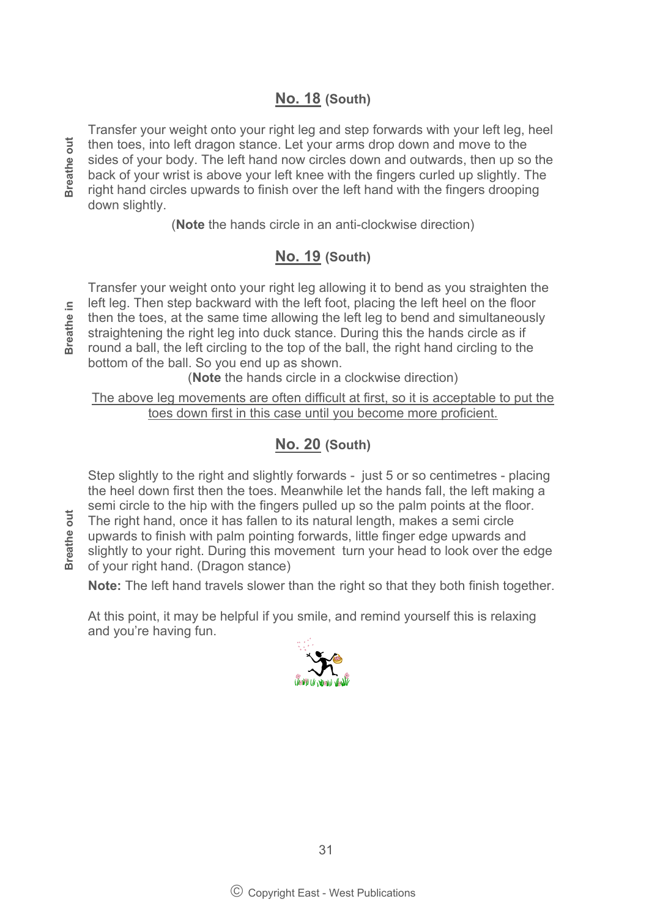## No. 18 (South)

**Breathe out**

Transfer your weight onto your right leg and step forwards with your left leg, heel then toes, into left dragon stance. Let your arms drop down and move to the sides of your body. The left hand now circles down and outwards, then up so the back of your wrist is above your left knee with the fingers curled up slightly. The right hand circles upwards to finish over the left hand with the fingers drooping down slightly.

(**Note** the hands circle in an anti-clockwise direction)

## No. 19 (South)

**Breathe in**

Transfer your weight onto your right leg allowing it to bend as you straighten the left leg. Then step backward with the left foot, placing the left heel on the floor then the toes, at the same time allowing the left leg to bend and simultaneously straightening the right leg into duck stance. During this the hands circle as if round a ball, the left circling to the top of the ball, the right hand circling to the bottom of the ball. So you end up as shown.

(**Note** the hands circle in a clockwise direction)

<u>The above leg movements are often difficult at first, so it is acceptable to put the toes down first in this case until you become more proficient.</u>

## No. 20 (South)

**Breathe out**

Step slightly to the right and slightly forwards - just 5 or so centimetres - placing the heel down first then the toes. Meanwhile let the hands fall, the left making a semi circle to the hip with the fingers pulled up so the palm points at the floor. The right hand, once it has fallen to its natural length, makes a semi circle upwards to finish with palm pointing forwards, little finger edge upwards and slightly to your right. During this movement turn your head to look over the edge of your right hand. (Dragon stance)

**Note:** The left hand travels slower than the right so that they both finish together.

At this point, it may be helpful if you smile, and remind yourself this is relaxing and you're having fun.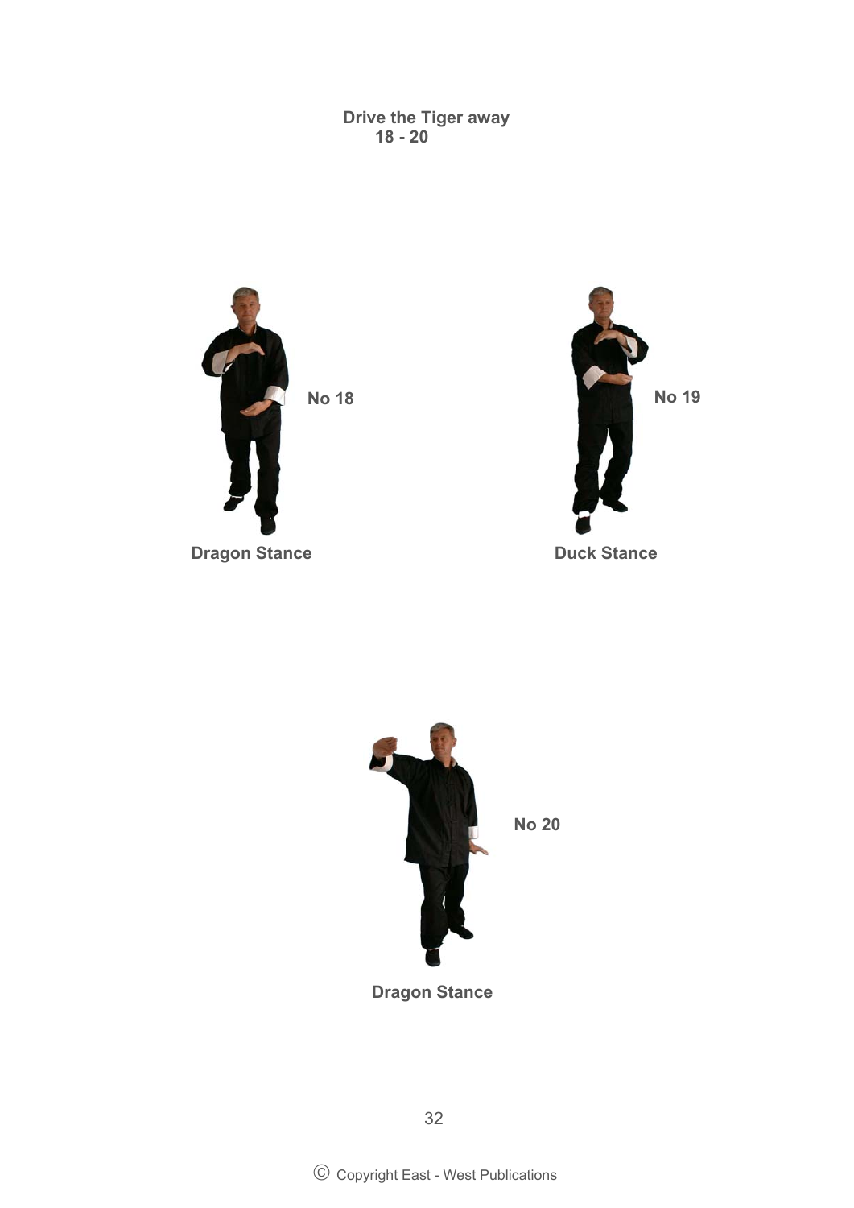## Drive the Tiger away
18 - 20

No 18

Dragon Stance

No 19

Duck Stance

No 20

Dragon Stance

© Copyright East - West Publications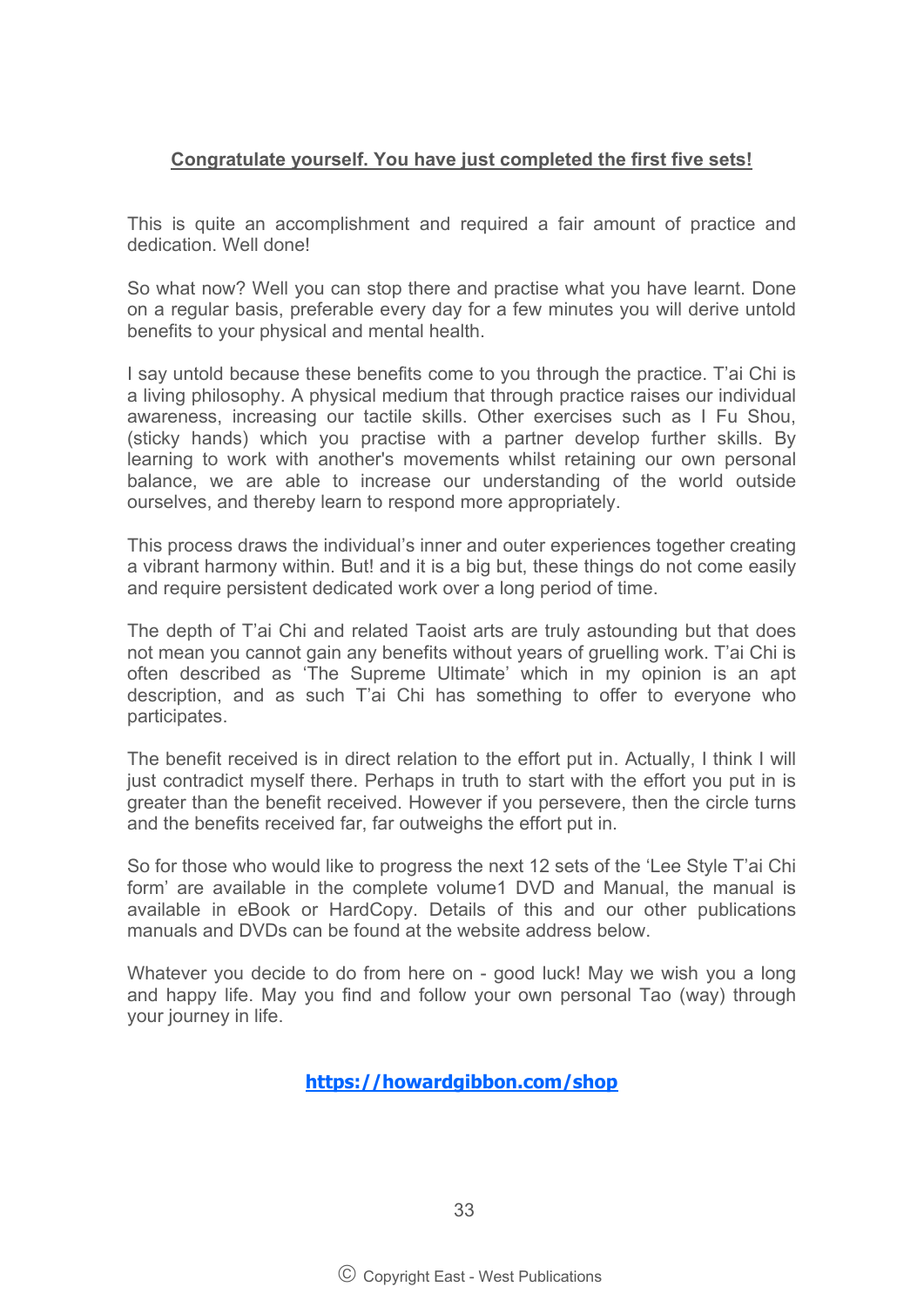**Congratulate yourself. You have just completed the first five sets!**

This is quite an accomplishment and required a fair amount of practice and dedication. Well done!

So what now? Well you can stop there and practise what you have learnt. Done on a regular basis, preferable every day for a few minutes you will derive untold benefits to your physical and mental health.

I say untold because these benefits come to you through the practice. T'ai Chi is a living philosophy. A physical medium that through practice raises our individual awareness, increasing our tactile skills. Other exercises such as I Fu Shou, (sticky hands) which you practise with a partner develop further skills. By learning to work with another's movements whilst retaining our own personal balance, we are able to increase our understanding of the world outside ourselves, and thereby learn to respond more appropriately.

This process draws the individual's inner and outer experiences together creating a vibrant harmony within. But! and it is a big but, these things do not come easily and require persistent dedicated work over a long period of time.

The depth of T'ai Chi and related Taoist arts are truly astounding but that does not mean you cannot gain any benefits without years of gruelling work. T'ai Chi is often described as 'The Supreme Ultimate' which in my opinion is an apt description, and as such T'ai Chi has something to offer to everyone who participates.

The benefit received is in direct relation to the effort put in. Actually, I think I will just contradict myself there. Perhaps in truth to start with the effort you put in is greater than the benefit received. However if you persevere, then the circle turns and the benefits received far, far outweighs the effort put in.

So for those who would like to progress the next 12 sets of the 'Lee Style T'ai Chi form' are available in the complete volume1 DVD and Manual, the manual is available in eBook or HardCopy. Details of this and our other publications manuals and DVDs can be found at the website address below.

Whatever you decide to do from here on - good luck! May we wish you a long and happy life. May you find and follow your own personal Tao (way) through your journey in life.

**https://howardgibbon.com/shop**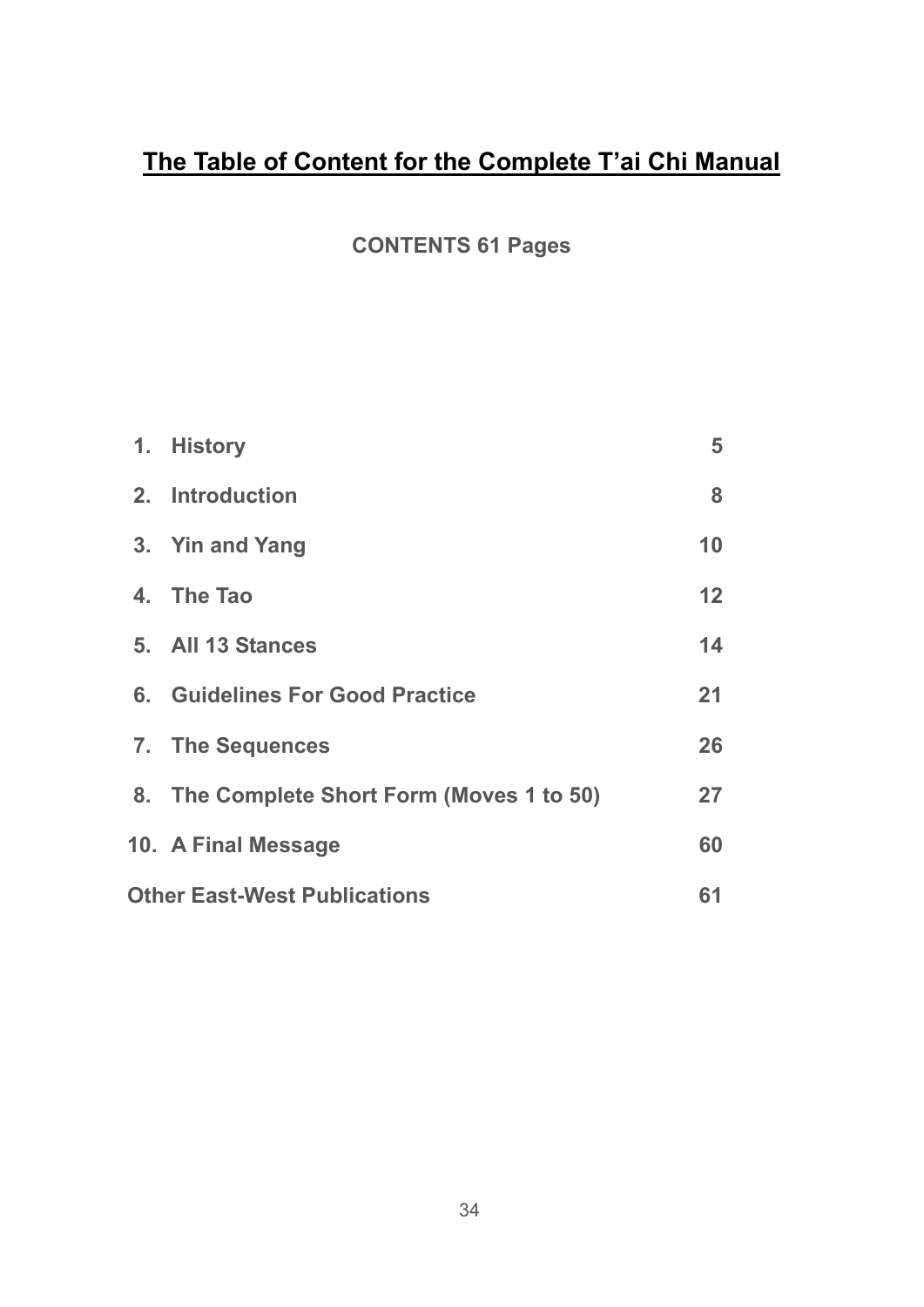# The Table of Content for the Complete T'ai Chi Manual

**CONTENTS 61 Pages**

| | | |
|---|---|---|
| 1. | History | 5 |
| 2. | Introduction | 8 |
| 3. | Yin and Yang | 10 |
| 4. | The Tao | 12 |
| 5. | All 13 Stances | 14 |
| 6. | Guidelines For Good Practice | 21 |
| 7. | The Sequences | 26 |
| 8. | The Complete Short Form (Moves 1 to 50) | 27 |
| 10. | A Final Message | 60 |
| Other East-West Publications | | 61 |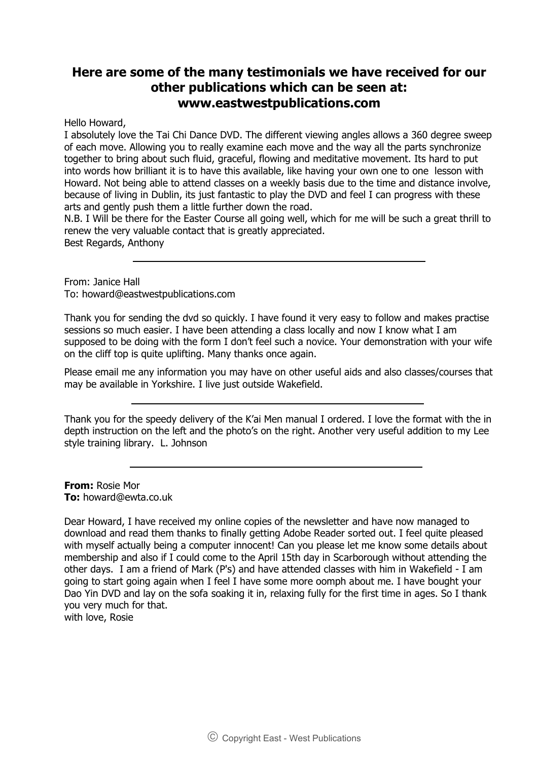## Here are some of the many testimonials we have received for our other publications which can be seen at: www.eastwestpublications.com

Hello Howard,
I absolutely love the Tai Chi Dance DVD. The different viewing angles allows a 360 degree sweep of each move. Allowing you to really examine each move and the way all the parts synchronize together to bring about such fluid, graceful, flowing and meditative movement. Its hard to put into words how brilliant it is to have this available, like having your own one to one lesson with Howard. Not being able to attend classes on a weekly basis due to the time and distance involve, because of living in Dublin, its just fantastic to play the DVD and feel I can progress with these arts and gently push them a little further down the road.
N.B. I Will be there for the Easter Course all going well, which for me will be such a great thrill to renew the very valuable contact that is greatly appreciated.
Best Regards, Anthony

---

From: Janice Hall
To: howard@eastwestpublications.com

Thank you for sending the dvd so quickly. I have found it very easy to follow and makes practise sessions so much easier. I have been attending a class locally and now I know what I am supposed to be doing with the form I don't feel such a novice. Your demonstration with your wife on the cliff top is quite uplifting. Many thanks once again.

Please email me any information you may have on other useful aids and also classes/courses that may be available in Yorkshire. I live just outside Wakefield.

---

Thank you for the speedy delivery of the K'ai Men manual I ordered. I love the format with the in depth instruction on the left and the photo's on the right. Another very useful addition to my Lee style training library. L. Johnson

---

**From:** Rosie Mor
**To:** howard@ewta.co.uk

Dear Howard, I have received my online copies of the newsletter and have now managed to download and read them thanks to finally getting Adobe Reader sorted out. I feel quite pleased with myself actually being a computer innocent! Can you please let me know some details about membership and also if I could come to the April 15th day in Scarborough without attending the other days. I am a friend of Mark (P's) and have attended classes with him in Wakefield - I am going to start going again when I feel I have some more oomph about me. I have bought your Dao Yin DVD and lay on the sofa soaking it in, relaxing fully for the first time in ages. So I thank you very much for that.
with love, Rosie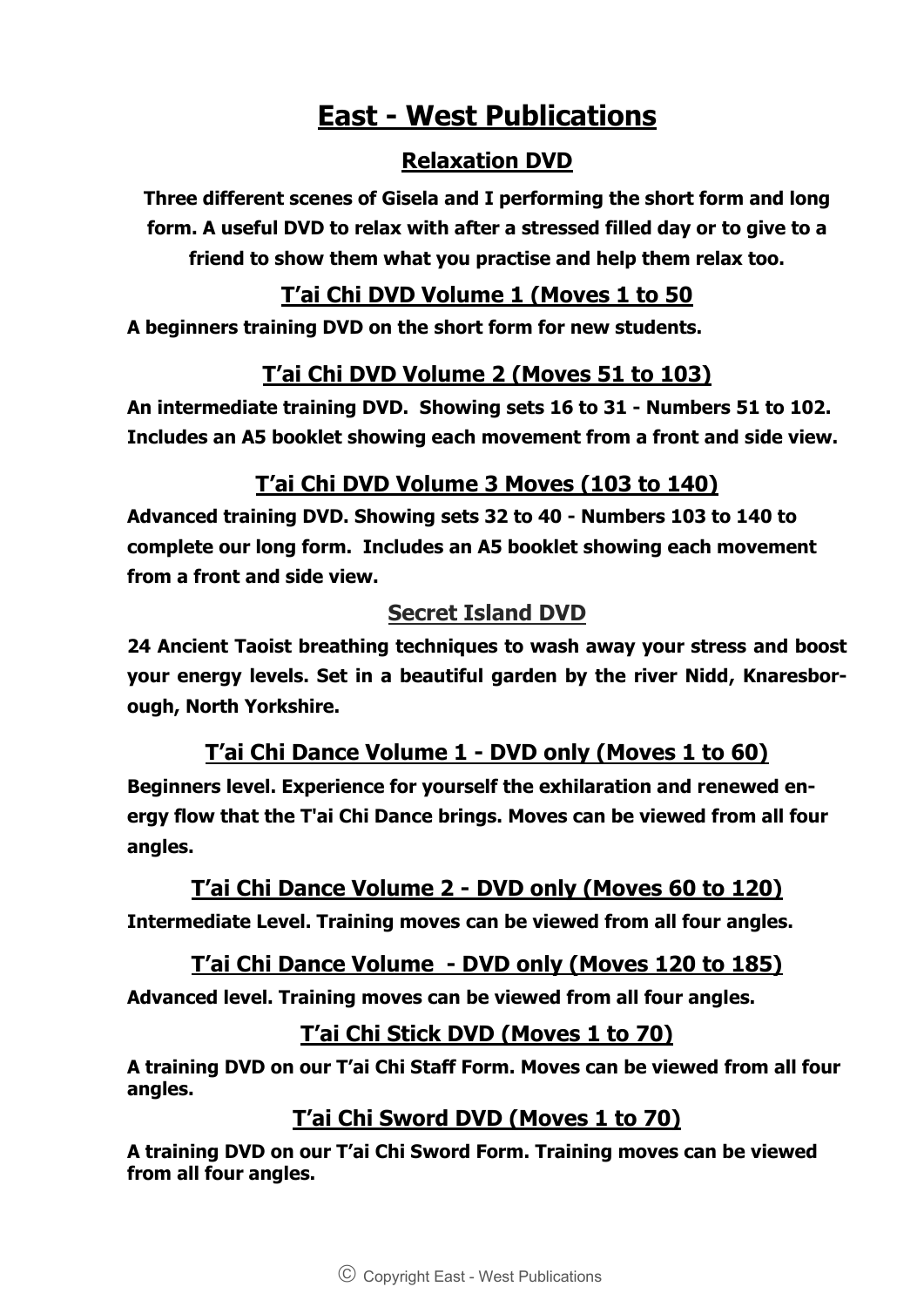# East - West Publications

## Relaxation DVD

**Three different scenes of Gisela and I performing the short form and long form. A useful DVD to relax with after a stressed filled day or to give to a friend to show them what you practise and help them relax too.**

## T'ai Chi DVD Volume 1 (Moves 1 to 50

**A beginners training DVD on the short form for new students.**

## T'ai Chi DVD Volume 2 (Moves 51 to 103)

**An intermediate training DVD. Showing sets 16 to 31 - Numbers 51 to 102. Includes an A5 booklet showing each movement from a front and side view.**

## T'ai Chi DVD Volume 3 Moves (103 to 140)

**Advanced training DVD. Showing sets 32 to 40 - Numbers 103 to 140 to complete our long form. Includes an A5 booklet showing each movement from a front and side view.**

## Secret Island DVD

**24 Ancient Taoist breathing techniques to wash away your stress and boost your energy levels. Set in a beautiful garden by the river Nidd, Knaresborough, North Yorkshire.**

## T'ai Chi Dance Volume 1 - DVD only (Moves 1 to 60)

**Beginners level. Experience for yourself the exhilaration and renewed energy flow that the T'ai Chi Dance brings. Moves can be viewed from all four angles.**

## T'ai Chi Dance Volume 2 - DVD only (Moves 60 to 120)

**Intermediate Level. Training moves can be viewed from all four angles.**

## T'ai Chi Dance Volume - DVD only (Moves 120 to 185)

**Advanced level. Training moves can be viewed from all four angles.**

## T'ai Chi Stick DVD (Moves 1 to 70)

**A training DVD on our T'ai Chi Staff Form. Moves can be viewed from all four angles.**

## T'ai Chi Sword DVD (Moves 1 to 70)

**A training DVD on our T'ai Chi Sword Form. Training moves can be viewed from all four angles.**

© Copyright East - West Publications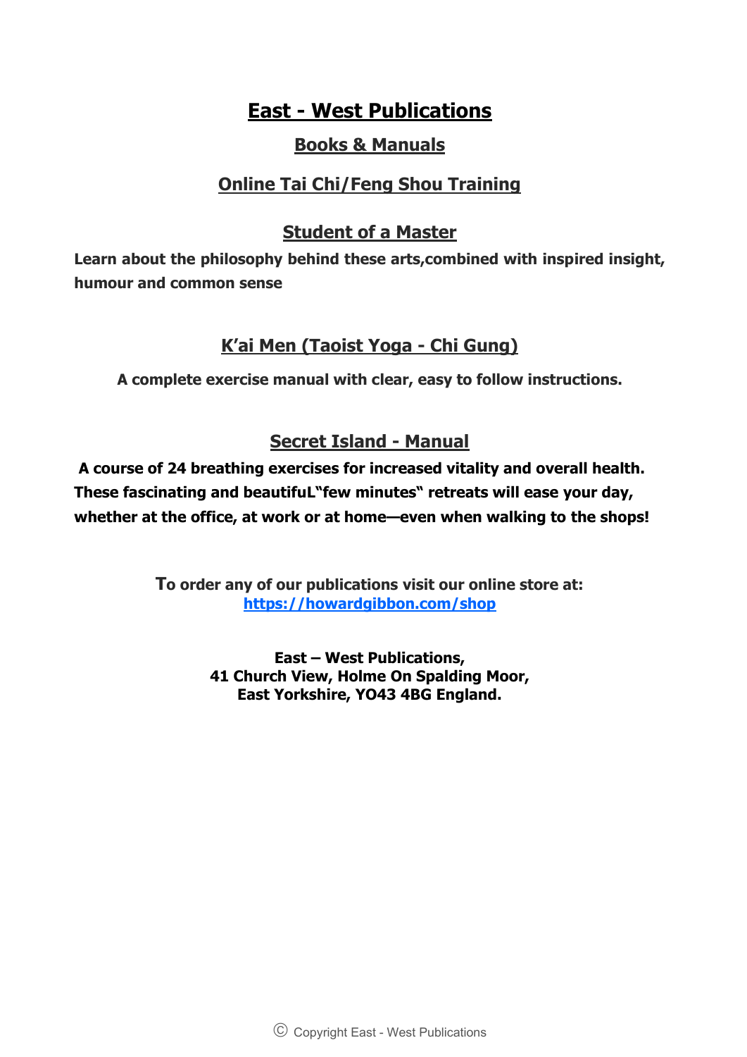# East - West Publications

## Books & Manuals

## Online Tai Chi/Feng Shou Training

## Student of a Master

**Learn about the philosophy behind these arts,combined with inspired insight, humour and common sense**

## K'ai Men (Taoist Yoga - Chi Gung)

**A complete exercise manual with clear, easy to follow instructions.**

## Secret Island - Manual

**A course of 24 breathing exercises for increased vitality and overall health. These fascinating and beautifuL"few minutes" retreats will ease your day, whether at the office, at work or at home—even when walking to the shops!**

**To order any of our publications visit our online store at:**
**https://howardgibbon.com/shop**

**East – West Publications,**
**41 Church View, Holme On Spalding Moor,**
**East Yorkshire, YO43 4BG England.**

© Copyright East - West Publications